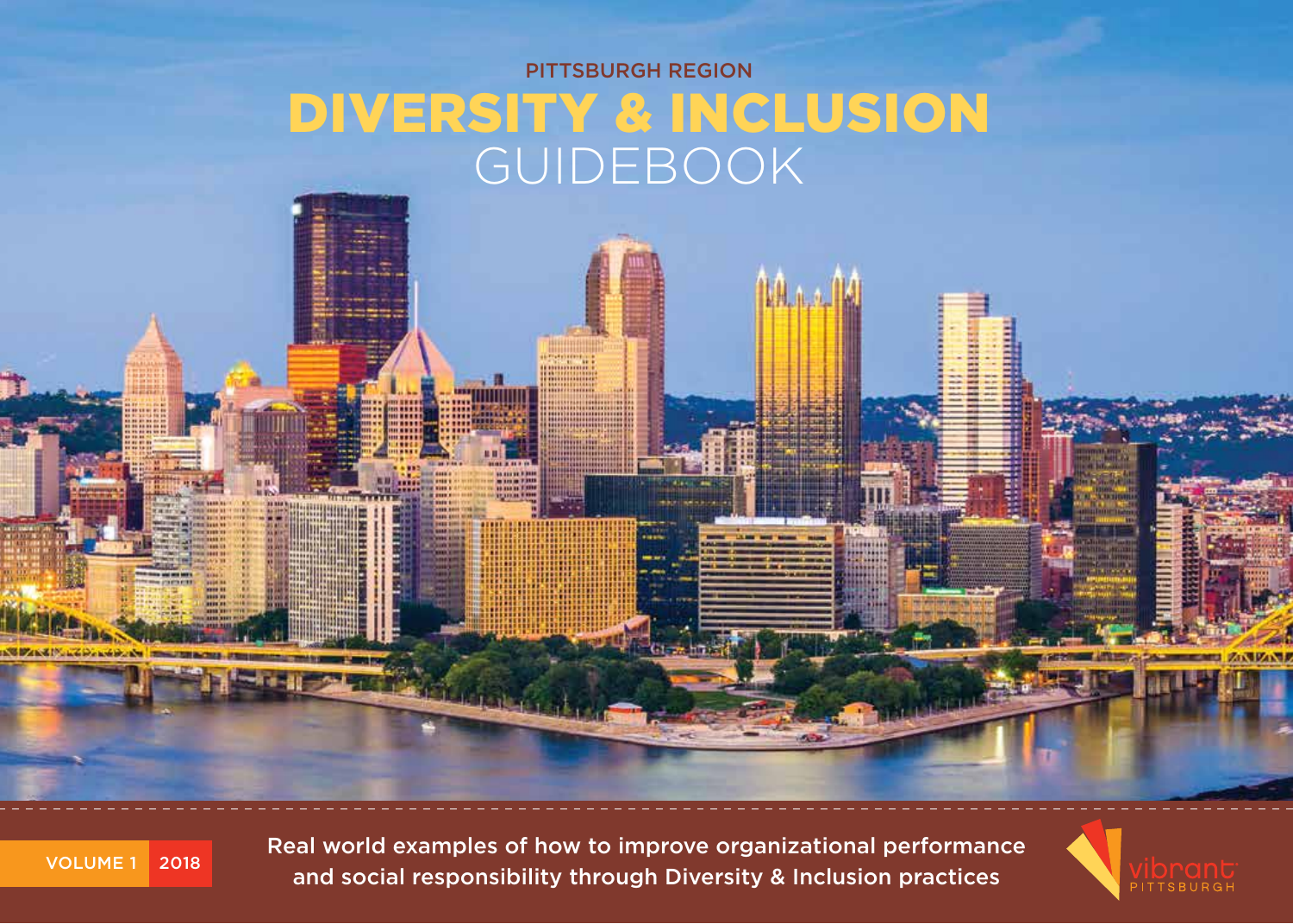PITTSBURGH REGION

# DIVERSITY & INCLUSION GUIDEBOOK

VOLUME 1 2018

Real world examples of how to improve organizational performance and social responsibility through Diversity & Inclusion practices

vibrant PITTSBURGH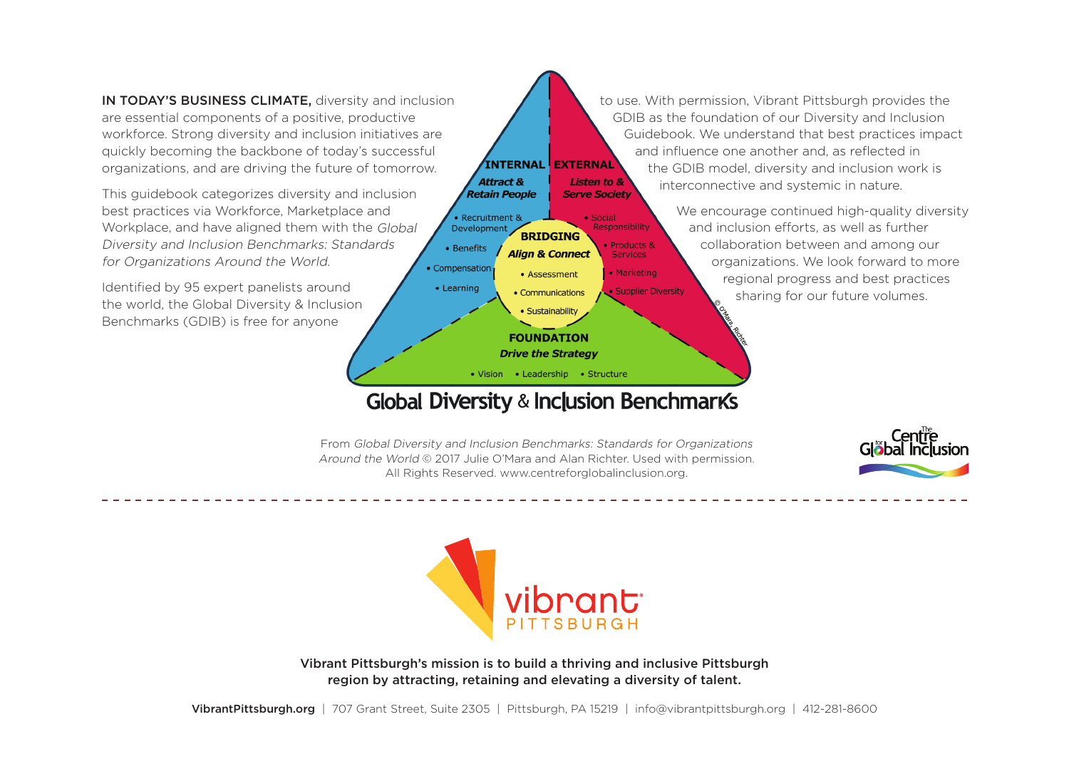**IN TODAY'S BUSINESS CLIMATE,** diversity and inclusion are essential components of a positive, productive workforce. Strong diversity and inclusion initiatives are quickly becoming the backbone of today's successful organizations, and are driving the future of tomorrow.

This guidebook categorizes diversity and inclusion best practices via Workforce, Marketplace and Workplace, and have aligned them with the *Global Diversity and Inclusion Benchmarks: Standards for Organizations Around the World.*

Identified by 95 expert panelists around the world, the Global Diversity & Inclusion Benchmarks (GDIB) is free for anyone to use. With permission, Vibrant Pittsburgh provides the GDIB as the foundation of our Diversity and Inclusion Guidebook. We understand that best practices impact and influence one another and, as reflected in the GDIB model, diversity and inclusion work is interconnective and systemic in nature.

We encourage continued high-quality diversity and inclusion efforts, as well as further collaboration between and among our organizations. We look forward to more regional progress and best practices sharing for our future volumes.

**INTERNAL**
*Attract & Retain People*
- Recruitment & Development
- Benefits
- Compensation
- Learning

**EXTERNAL**
*Listen to & Serve Society*
- Social Responsibility
- Products & Services
- Marketing
- Supplier Diversity

**BRIDGING**
*Align & Connect*
- Assessment
- Communications
- Sustainability

**FOUNDATION**
*Drive the Strategy*
- Vision
- Leadership
- Structure

© O'Mara, Richter

## Global Diversity & Inclusion Benchmarks

From *Global Diversity and Inclusion Benchmarks: Standards for Organizations Around the World* © 2017 Julie O'Mara and Alan Richter. Used with permission. All Rights Reserved. www.centreforglobalinclusion.org.

The Centre for Global Inclusion

vibrant PITTSBURGH

Vibrant Pittsburgh's mission is to build a thriving and inclusive Pittsburgh region by attracting, retaining and elevating a diversity of talent.

**VibrantPittsburgh.org** | 707 Grant Street, Suite 2305 | Pittsburgh, PA 15219 | info@vibrantpittsburgh.org | 412-281-8600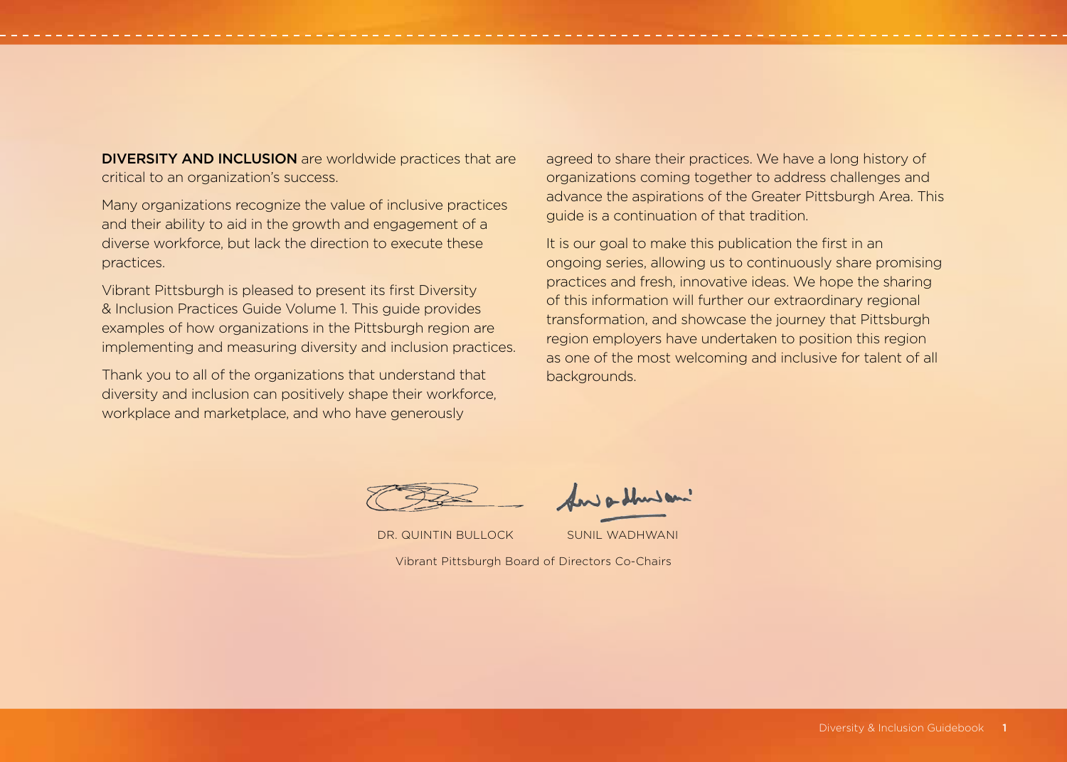**DIVERSITY AND INCLUSION** are worldwide practices that are critical to an organization's success.

Many organizations recognize the value of inclusive practices and their ability to aid in the growth and engagement of a diverse workforce, but lack the direction to execute these practices.

Vibrant Pittsburgh is pleased to present its first Diversity & Inclusion Practices Guide Volume 1. This guide provides examples of how organizations in the Pittsburgh region are implementing and measuring diversity and inclusion practices.

Thank you to all of the organizations that understand that diversity and inclusion can positively shape their workforce, workplace and marketplace, and who have generously agreed to share their practices. We have a long history of organizations coming together to address challenges and advance the aspirations of the Greater Pittsburgh Area. This guide is a continuation of that tradition.

It is our goal to make this publication the first in an ongoing series, allowing us to continuously share promising practices and fresh, innovative ideas. We hope the sharing of this information will further our extraordinary regional transformation, and showcase the journey that Pittsburgh region employers have undertaken to position this region as one of the most welcoming and inclusive for talent of all backgrounds.

DR. QUINTIN BULLOCK SUNIL WADHWANI

Vibrant Pittsburgh Board of Directors Co-Chairs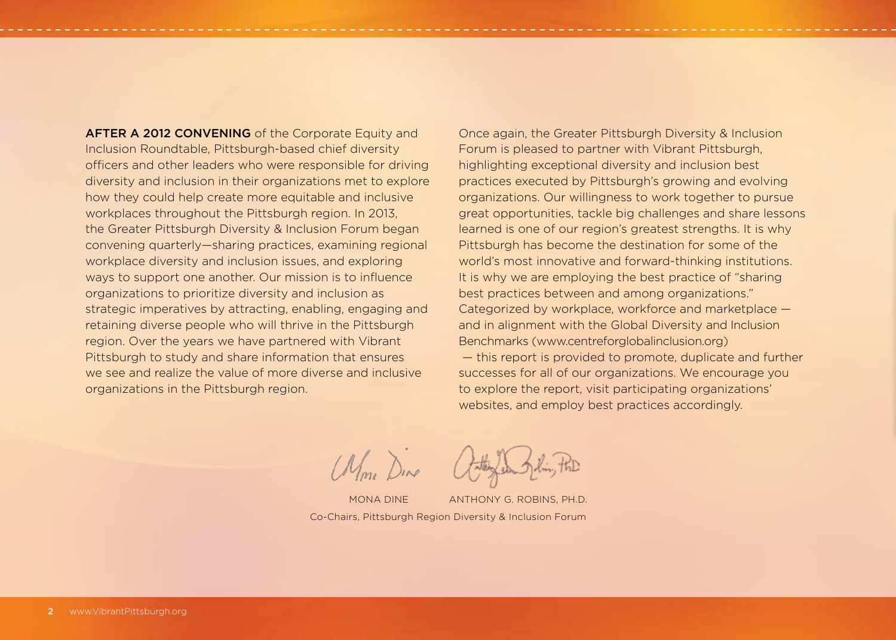**AFTER A 2012 CONVENING** of the Corporate Equity and Inclusion Roundtable, Pittsburgh-based chief diversity officers and other leaders who were responsible for driving diversity and inclusion in their organizations met to explore how they could help create more equitable and inclusive workplaces throughout the Pittsburgh region. In 2013, the Greater Pittsburgh Diversity & Inclusion Forum began convening quarterly—sharing practices, examining regional workplace diversity and inclusion issues, and exploring ways to support one another. Our mission is to influence organizations to prioritize diversity and inclusion as strategic imperatives by attracting, enabling, engaging and retaining diverse people who will thrive in the Pittsburgh region. Over the years we have partnered with Vibrant Pittsburgh to study and share information that ensures we see and realize the value of more diverse and inclusive organizations in the Pittsburgh region.

Once again, the Greater Pittsburgh Diversity & Inclusion Forum is pleased to partner with Vibrant Pittsburgh, highlighting exceptional diversity and inclusion best practices executed by Pittsburgh's growing and evolving organizations. Our willingness to work together to pursue great opportunities, tackle big challenges and share lessons learned is one of our region's greatest strengths. It is why Pittsburgh has become the destination for some of the world's most innovative and forward-thinking institutions. It is why we are employing the best practice of "sharing best practices between and among organizations." Categorized by workplace, workforce and marketplace — and in alignment with the Global Diversity and Inclusion Benchmarks (www.centreforglobalinclusion.org) — this report is provided to promote, duplicate and further successes for all of our organizations. We encourage you to explore the report, visit participating organizations' websites, and employ best practices accordingly.

MONA DINE    ANTHONY G. ROBINS, PH.D.

Co-Chairs, Pittsburgh Region Diversity & Inclusion Forum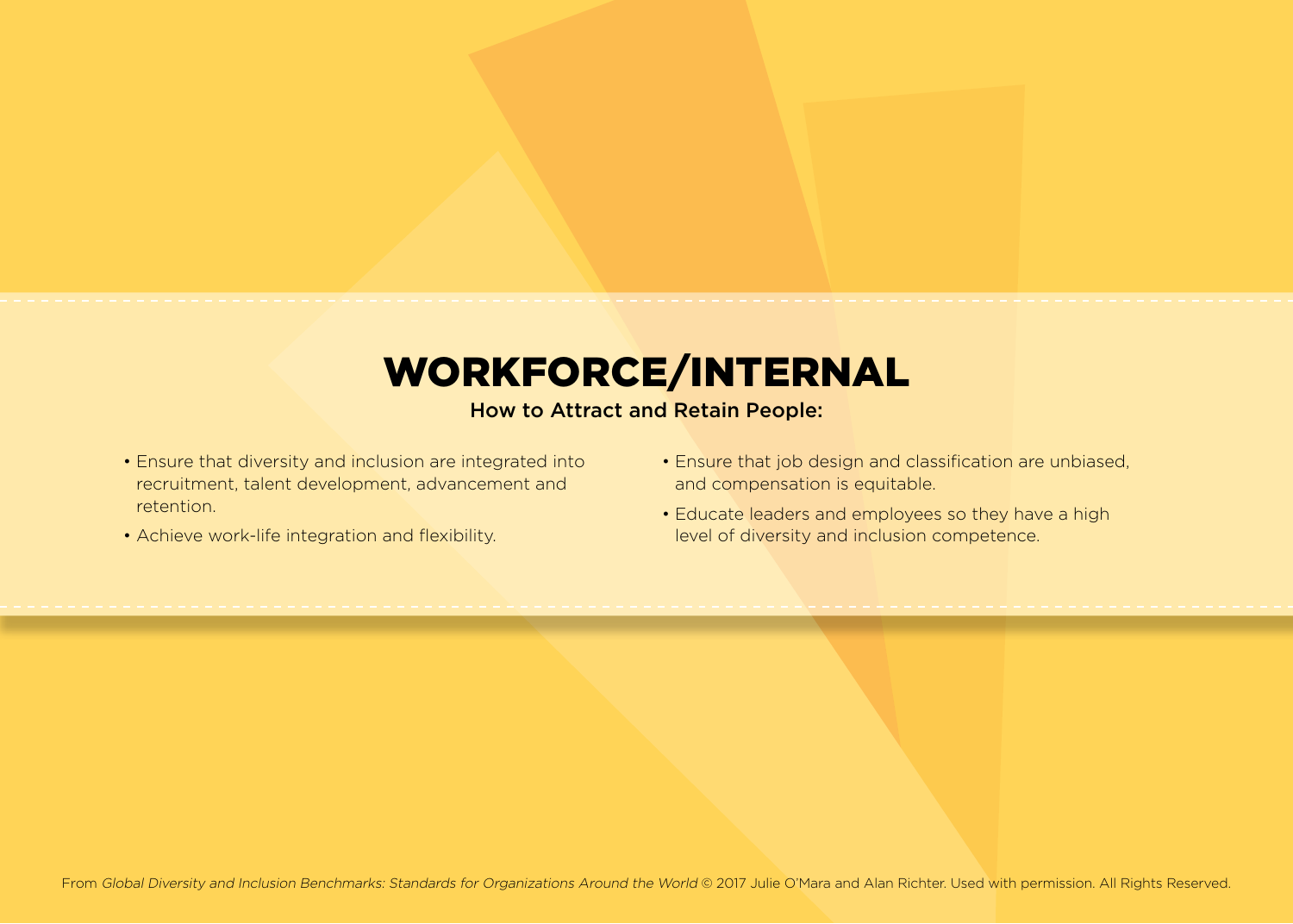# WORKFORCE/INTERNAL

**How to Attract and Retain People:**

- Ensure that diversity and inclusion are integrated into recruitment, talent development, advancement and retention.
- Achieve work-life integration and flexibility.
- Ensure that job design and classification are unbiased, and compensation is equitable.
- Educate leaders and employees so they have a high level of diversity and inclusion competence.

From *Global Diversity and Inclusion Benchmarks: Standards for Organizations Around the World* © 2017 Julie O'Mara and Alan Richter. Used with permission. All Rights Reserved.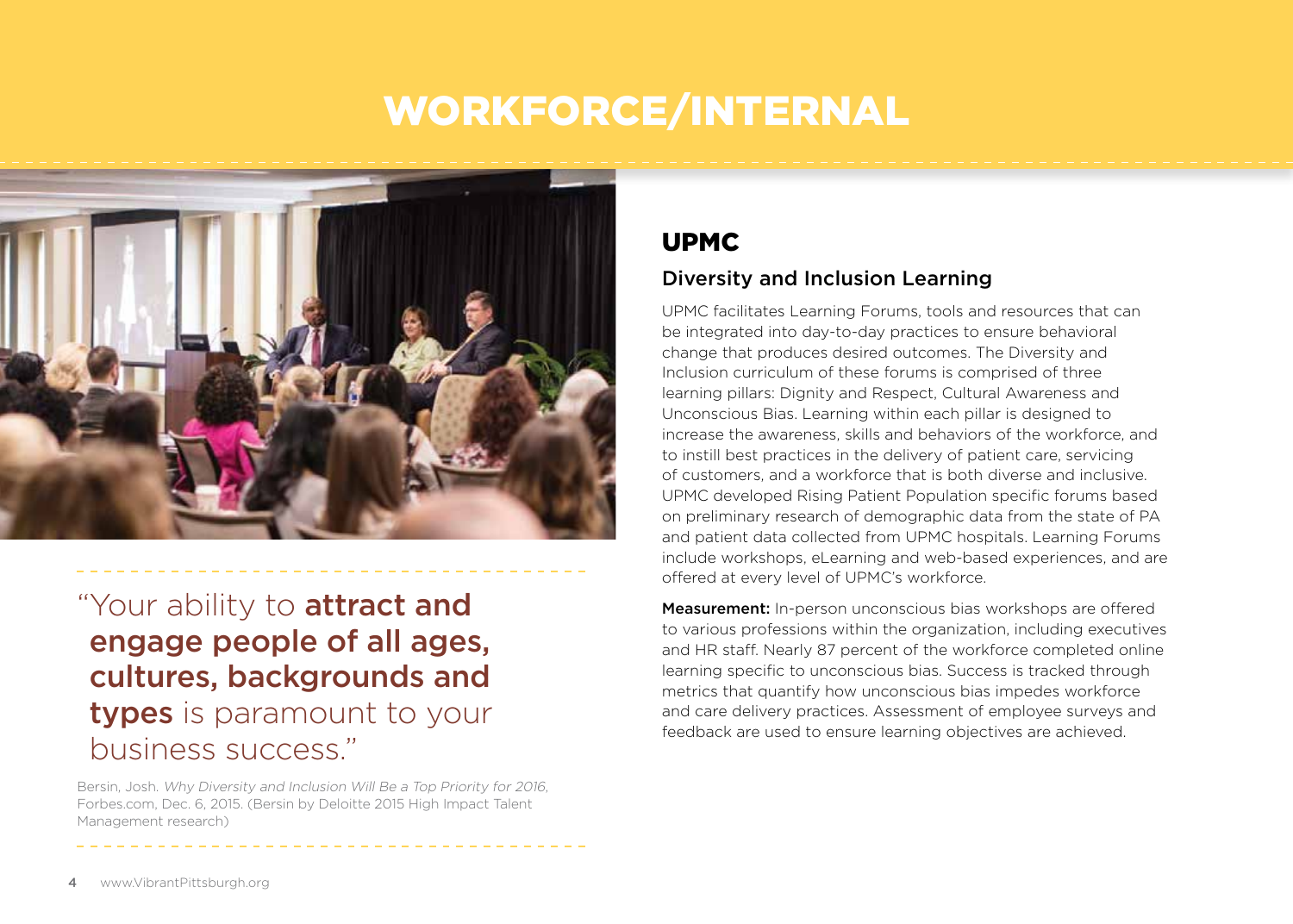# WORKFORCE/INTERNAL

"Your ability to **attract and engage people of all ages, cultures, backgrounds and types** is paramount to your business success."

Bersin, Josh. *Why Diversity and Inclusion Will Be a Top Priority for 2016*, Forbes.com, Dec. 6, 2015. (Bersin by Deloitte 2015 High Impact Talent Management research)

## UPMC

### Diversity and Inclusion Learning

UPMC facilitates Learning Forums, tools and resources that can be integrated into day-to-day practices to ensure behavioral change that produces desired outcomes. The Diversity and Inclusion curriculum of these forums is comprised of three learning pillars: Dignity and Respect, Cultural Awareness and Unconscious Bias. Learning within each pillar is designed to increase the awareness, skills and behaviors of the workforce, and to instill best practices in the delivery of patient care, servicing of customers, and a workforce that is both diverse and inclusive. UPMC developed Rising Patient Population specific forums based on preliminary research of demographic data from the state of PA and patient data collected from UPMC hospitals. Learning Forums include workshops, eLearning and web-based experiences, and are offered at every level of UPMC's workforce.

**Measurement:** In-person unconscious bias workshops are offered to various professions within the organization, including executives and HR staff. Nearly 87 percent of the workforce completed online learning specific to unconscious bias. Success is tracked through metrics that quantify how unconscious bias impedes workforce and care delivery practices. Assessment of employee surveys and feedback are used to ensure learning objectives are achieved.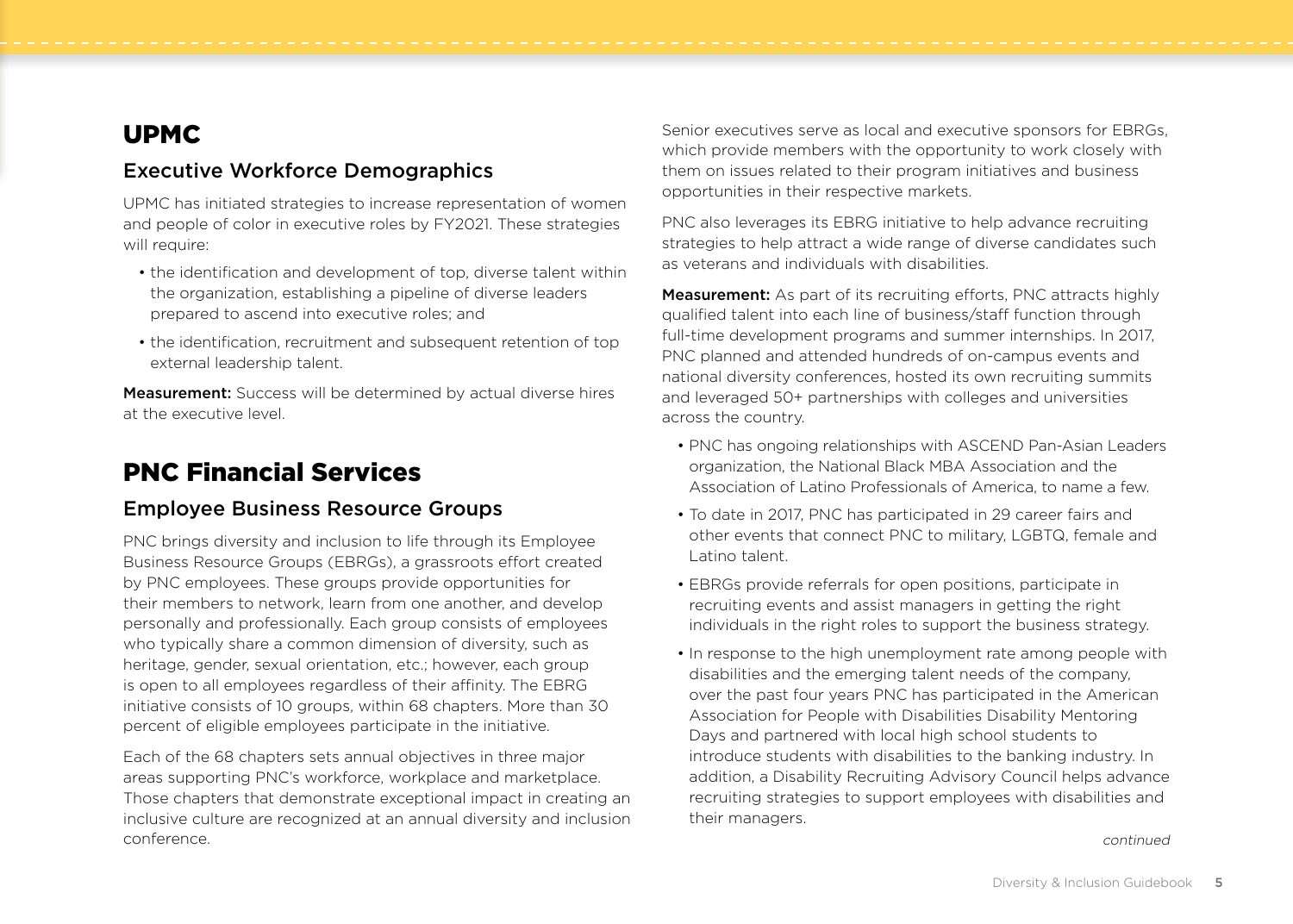# UPMC

## Executive Workforce Demographics

UPMC has initiated strategies to increase representation of women and people of color in executive roles by FY2021. These strategies will require:

- the identification and development of top, diverse talent within the organization, establishing a pipeline of diverse leaders prepared to ascend into executive roles; and
- the identification, recruitment and subsequent retention of top external leadership talent.

**Measurement:** Success will be determined by actual diverse hires at the executive level.

# PNC Financial Services

## Employee Business Resource Groups

PNC brings diversity and inclusion to life through its Employee Business Resource Groups (EBRGs), a grassroots effort created by PNC employees. These groups provide opportunities for their members to network, learn from one another, and develop personally and professionally. Each group consists of employees who typically share a common dimension of diversity, such as heritage, gender, sexual orientation, etc.; however, each group is open to all employees regardless of their affinity. The EBRG initiative consists of 10 groups, within 68 chapters. More than 30 percent of eligible employees participate in the initiative.

Each of the 68 chapters sets annual objectives in three major areas supporting PNC's workforce, workplace and marketplace. Those chapters that demonstrate exceptional impact in creating an inclusive culture are recognized at an annual diversity and inclusion conference.

Senior executives serve as local and executive sponsors for EBRGs, which provide members with the opportunity to work closely with them on issues related to their program initiatives and business opportunities in their respective markets.

PNC also leverages its EBRG initiative to help advance recruiting strategies to help attract a wide range of diverse candidates such as veterans and individuals with disabilities.

**Measurement:** As part of its recruiting efforts, PNC attracts highly qualified talent into each line of business/staff function through full-time development programs and summer internships. In 2017, PNC planned and attended hundreds of on-campus events and national diversity conferences, hosted its own recruiting summits and leveraged 50+ partnerships with colleges and universities across the country.

- PNC has ongoing relationships with ASCEND Pan-Asian Leaders organization, the National Black MBA Association and the Association of Latino Professionals of America, to name a few.
- To date in 2017, PNC has participated in 29 career fairs and other events that connect PNC to military, LGBTQ, female and Latino talent.
- EBRGs provide referrals for open positions, participate in recruiting events and assist managers in getting the right individuals in the right roles to support the business strategy.
- In response to the high unemployment rate among people with disabilities and the emerging talent needs of the company, over the past four years PNC has participated in the American Association for People with Disabilities Disability Mentoring Days and partnered with local high school students to introduce students with disabilities to the banking industry. In addition, a Disability Recruiting Advisory Council helps advance recruiting strategies to support employees with disabilities and their managers.

*continued*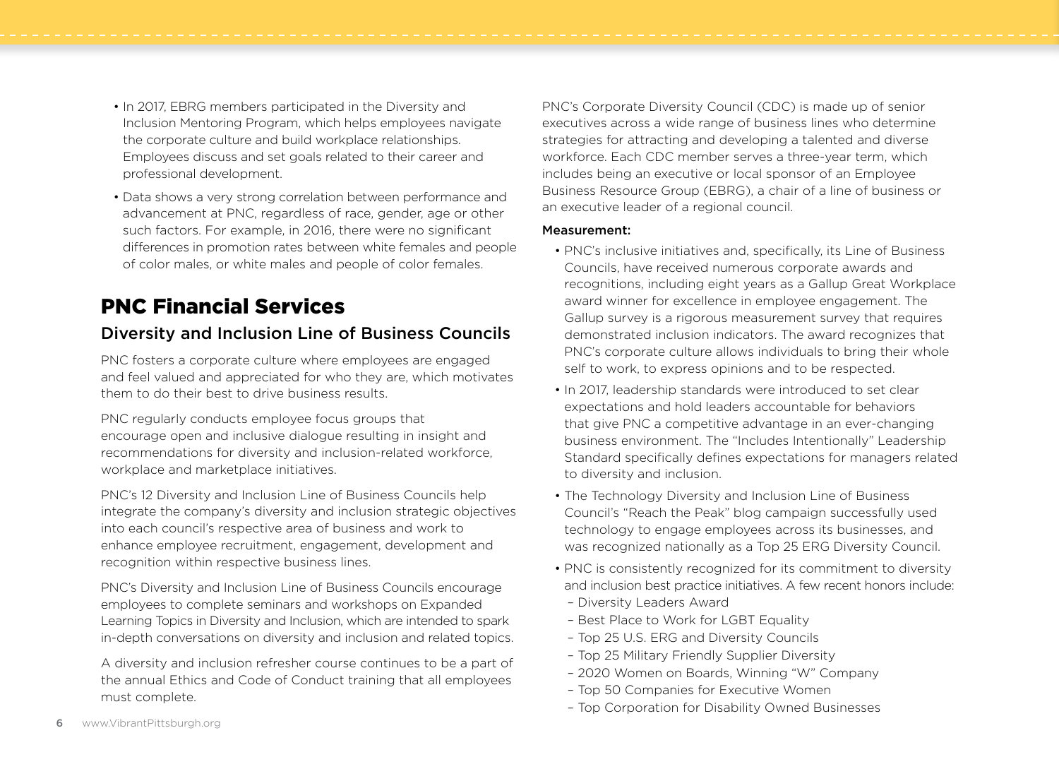- In 2017, EBRG members participated in the Diversity and Inclusion Mentoring Program, which helps employees navigate the corporate culture and build workplace relationships. Employees discuss and set goals related to their career and professional development.
- Data shows a very strong correlation between performance and advancement at PNC, regardless of race, gender, age or other such factors. For example, in 2016, there were no significant differences in promotion rates between white females and people of color males, or white males and people of color females.

# PNC Financial Services

## Diversity and Inclusion Line of Business Councils

PNC fosters a corporate culture where employees are engaged and feel valued and appreciated for who they are, which motivates them to do their best to drive business results.

PNC regularly conducts employee focus groups that encourage open and inclusive dialogue resulting in insight and recommendations for diversity and inclusion-related workforce, workplace and marketplace initiatives.

PNC's 12 Diversity and Inclusion Line of Business Councils help integrate the company's diversity and inclusion strategic objectives into each council's respective area of business and work to enhance employee recruitment, engagement, development and recognition within respective business lines.

PNC's Diversity and Inclusion Line of Business Councils encourage employees to complete seminars and workshops on Expanded Learning Topics in Diversity and Inclusion, which are intended to spark in-depth conversations on diversity and inclusion and related topics.

A diversity and inclusion refresher course continues to be a part of the annual Ethics and Code of Conduct training that all employees must complete.

PNC's Corporate Diversity Council (CDC) is made up of senior executives across a wide range of business lines who determine strategies for attracting and developing a talented and diverse workforce. Each CDC member serves a three-year term, which includes being an executive or local sponsor of an Employee Business Resource Group (EBRG), a chair of a line of business or an executive leader of a regional council.

**Measurement:**

- PNC's inclusive initiatives and, specifically, its Line of Business Councils, have received numerous corporate awards and recognitions, including eight years as a Gallup Great Workplace award winner for excellence in employee engagement. The Gallup survey is a rigorous measurement survey that requires demonstrated inclusion indicators. The award recognizes that PNC's corporate culture allows individuals to bring their whole self to work, to express opinions and to be respected.
- In 2017, leadership standards were introduced to set clear expectations and hold leaders accountable for behaviors that give PNC a competitive advantage in an ever-changing business environment. The "Includes Intentionally" Leadership Standard specifically defines expectations for managers related to diversity and inclusion.
- The Technology Diversity and Inclusion Line of Business Council's "Reach the Peak" blog campaign successfully used technology to engage employees across its businesses, and was recognized nationally as a Top 25 ERG Diversity Council.
- PNC is consistently recognized for its commitment to diversity and inclusion best practice initiatives. A few recent honors include:
  - Diversity Leaders Award
  - Best Place to Work for LGBT Equality
  - Top 25 U.S. ERG and Diversity Councils
  - Top 25 Military Friendly Supplier Diversity
  - 2020 Women on Boards, Winning "W" Company
  - Top 50 Companies for Executive Women
  - Top Corporation for Disability Owned Businesses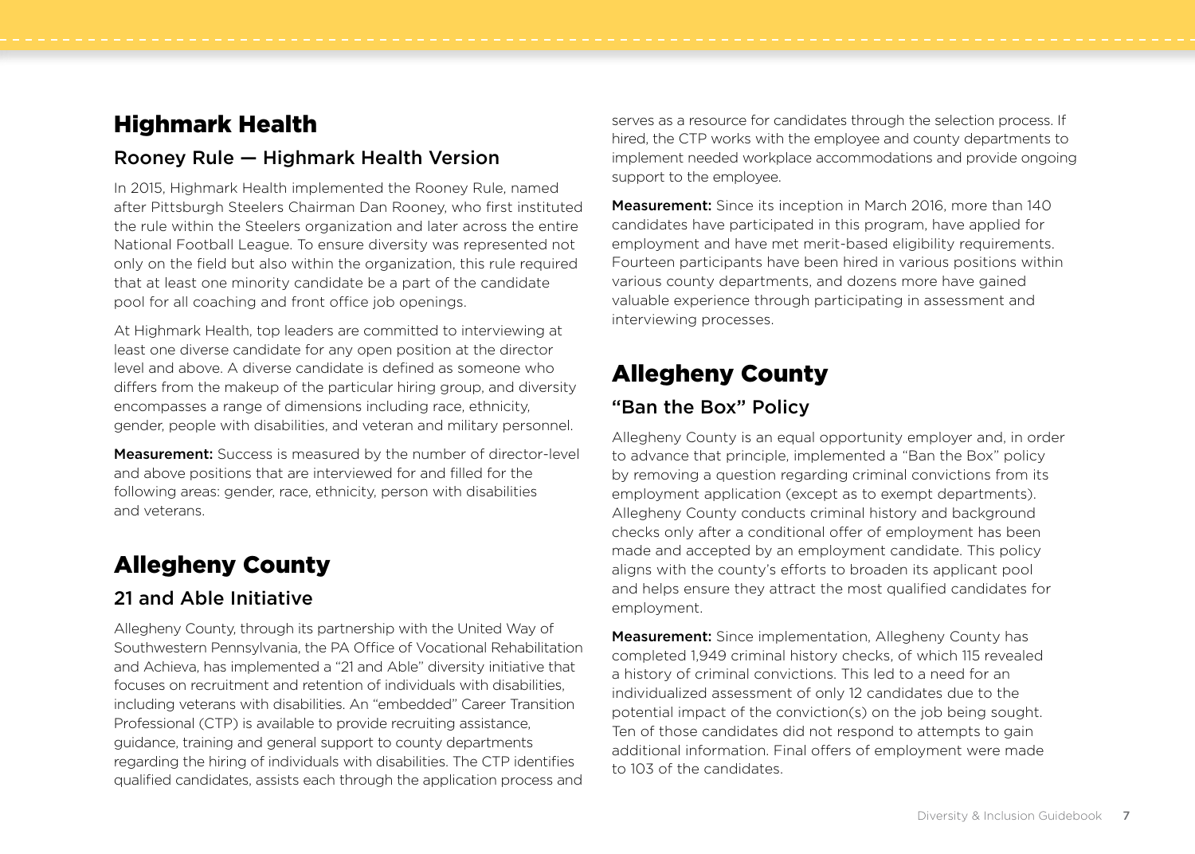## Highmark Health

### Rooney Rule — Highmark Health Version

In 2015, Highmark Health implemented the Rooney Rule, named after Pittsburgh Steelers Chairman Dan Rooney, who first instituted the rule within the Steelers organization and later across the entire National Football League. To ensure diversity was represented not only on the field but also within the organization, this rule required that at least one minority candidate be a part of the candidate pool for all coaching and front office job openings.

At Highmark Health, top leaders are committed to interviewing at least one diverse candidate for any open position at the director level and above. A diverse candidate is defined as someone who differs from the makeup of the particular hiring group, and diversity encompasses a range of dimensions including race, ethnicity, gender, people with disabilities, and veteran and military personnel.

**Measurement:** Success is measured by the number of director-level and above positions that are interviewed for and filled for the following areas: gender, race, ethnicity, person with disabilities and veterans.

## Allegheny County

### 21 and Able Initiative

Allegheny County, through its partnership with the United Way of Southwestern Pennsylvania, the PA Office of Vocational Rehabilitation and Achieva, has implemented a "21 and Able" diversity initiative that focuses on recruitment and retention of individuals with disabilities, including veterans with disabilities. An "embedded" Career Transition Professional (CTP) is available to provide recruiting assistance, guidance, training and general support to county departments regarding the hiring of individuals with disabilities. The CTP identifies qualified candidates, assists each through the application process and serves as a resource for candidates through the selection process. If hired, the CTP works with the employee and county departments to implement needed workplace accommodations and provide ongoing support to the employee.

**Measurement:** Since its inception in March 2016, more than 140 candidates have participated in this program, have applied for employment and have met merit-based eligibility requirements. Fourteen participants have been hired in various positions within various county departments, and dozens more have gained valuable experience through participating in assessment and interviewing processes.

## Allegheny County

### "Ban the Box" Policy

Allegheny County is an equal opportunity employer and, in order to advance that principle, implemented a "Ban the Box" policy by removing a question regarding criminal convictions from its employment application (except as to exempt departments). Allegheny County conducts criminal history and background checks only after a conditional offer of employment has been made and accepted by an employment candidate. This policy aligns with the county's efforts to broaden its applicant pool and helps ensure they attract the most qualified candidates for employment.

**Measurement:** Since implementation, Allegheny County has completed 1,949 criminal history checks, of which 115 revealed a history of criminal convictions. This led to a need for an individualized assessment of only 12 candidates due to the potential impact of the conviction(s) on the job being sought. Ten of those candidates did not respond to attempts to gain additional information. Final offers of employment were made to 103 of the candidates.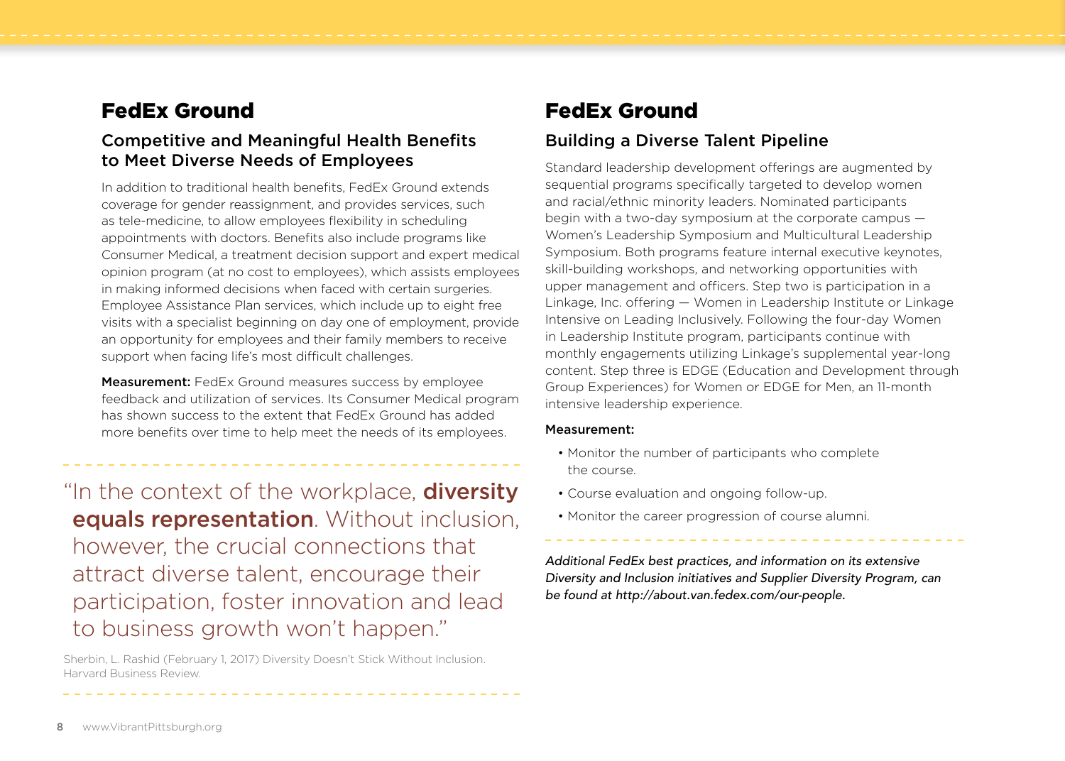## FedEx Ground

### Competitive and Meaningful Health Benefits to Meet Diverse Needs of Employees

In addition to traditional health benefits, FedEx Ground extends coverage for gender reassignment, and provides services, such as tele-medicine, to allow employees flexibility in scheduling appointments with doctors. Benefits also include programs like Consumer Medical, a treatment decision support and expert medical opinion program (at no cost to employees), which assists employees in making informed decisions when faced with certain surgeries. Employee Assistance Plan services, which include up to eight free visits with a specialist beginning on day one of employment, provide an opportunity for employees and their family members to receive support when facing life's most difficult challenges.

**Measurement:** FedEx Ground measures success by employee feedback and utilization of services. Its Consumer Medical program has shown success to the extent that FedEx Ground has added more benefits over time to help meet the needs of its employees.

"In the context of the workplace, **diversity equals representation**. Without inclusion, however, the crucial connections that attract diverse talent, encourage their participation, foster innovation and lead to business growth won't happen."

Sherbin, L. Rashid (February 1, 2017) Diversity Doesn't Stick Without Inclusion. Harvard Business Review.

## FedEx Ground

### Building a Diverse Talent Pipeline

Standard leadership development offerings are augmented by sequential programs specifically targeted to develop women and racial/ethnic minority leaders. Nominated participants begin with a two-day symposium at the corporate campus — Women's Leadership Symposium and Multicultural Leadership Symposium. Both programs feature internal executive keynotes, skill-building workshops, and networking opportunities with upper management and officers. Step two is participation in a Linkage, Inc. offering — Women in Leadership Institute or Linkage Intensive on Leading Inclusively. Following the four-day Women in Leadership Institute program, participants continue with monthly engagements utilizing Linkage's supplemental year-long content. Step three is EDGE (Education and Development through Group Experiences) for Women or EDGE for Men, an 11-month intensive leadership experience.

**Measurement:**

- Monitor the number of participants who complete the course.
- Course evaluation and ongoing follow-up.
- Monitor the career progression of course alumni.

*Additional FedEx best practices, and information on its extensive Diversity and Inclusion initiatives and Supplier Diversity Program, can be found at http://about.van.fedex.com/our-people.*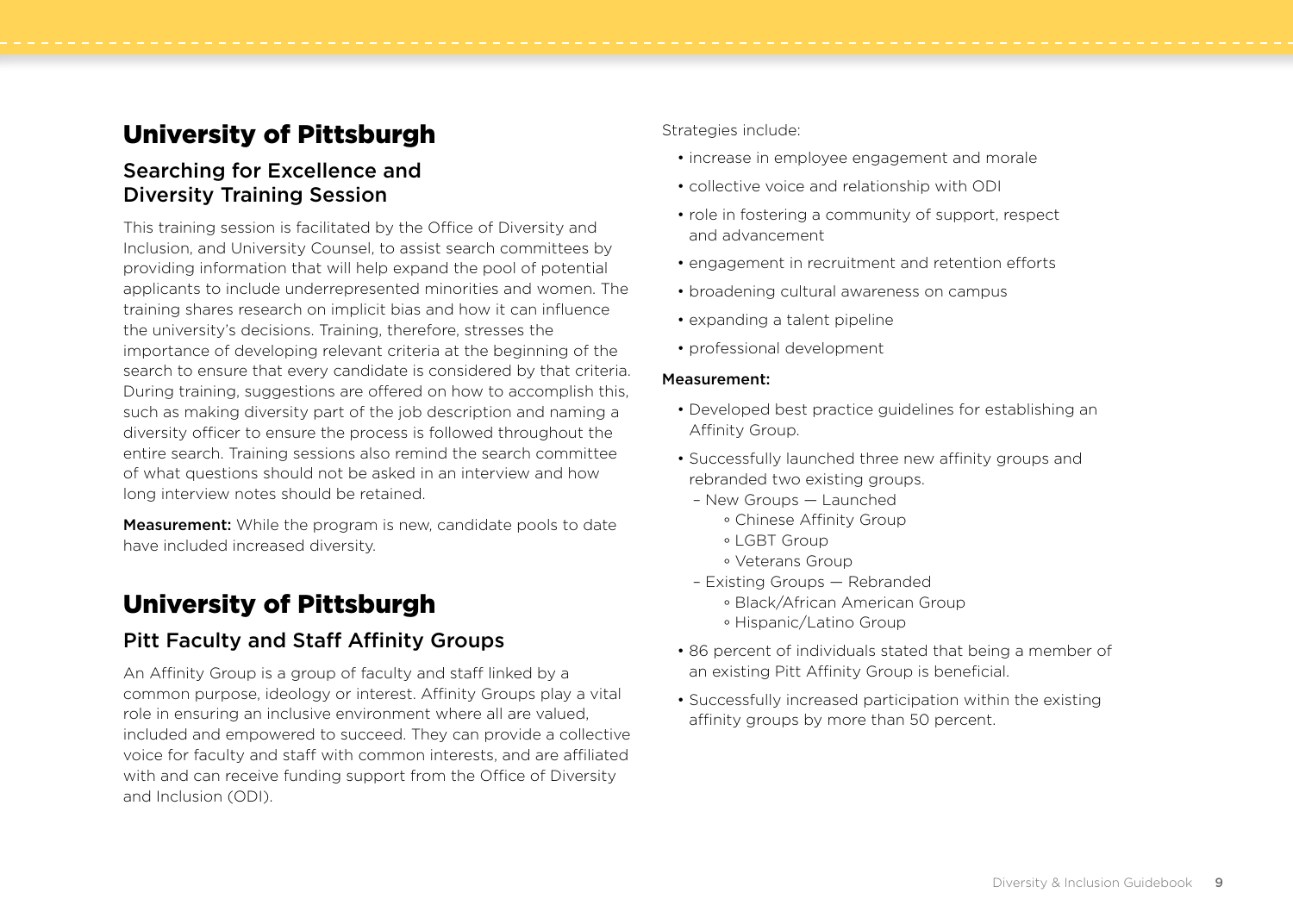## University of Pittsburgh

### Searching for Excellence and Diversity Training Session

This training session is facilitated by the Office of Diversity and Inclusion, and University Counsel, to assist search committees by providing information that will help expand the pool of potential applicants to include underrepresented minorities and women. The training shares research on implicit bias and how it can influence the university's decisions. Training, therefore, stresses the importance of developing relevant criteria at the beginning of the search to ensure that every candidate is considered by that criteria. During training, suggestions are offered on how to accomplish this, such as making diversity part of the job description and naming a diversity officer to ensure the process is followed throughout the entire search. Training sessions also remind the search committee of what questions should not be asked in an interview and how long interview notes should be retained.

**Measurement:** While the program is new, candidate pools to date have included increased diversity.

## University of Pittsburgh

### Pitt Faculty and Staff Affinity Groups

An Affinity Group is a group of faculty and staff linked by a common purpose, ideology or interest. Affinity Groups play a vital role in ensuring an inclusive environment where all are valued, included and empowered to succeed. They can provide a collective voice for faculty and staff with common interests, and are affiliated with and can receive funding support from the Office of Diversity and Inclusion (ODI).

Strategies include:

- increase in employee engagement and morale
- collective voice and relationship with ODI
- role in fostering a community of support, respect and advancement
- engagement in recruitment and retention efforts
- broadening cultural awareness on campus
- expanding a talent pipeline
- professional development

**Measurement:**

- Developed best practice guidelines for establishing an Affinity Group.
- Successfully launched three new affinity groups and rebranded two existing groups.
  - New Groups — Launched
    - Chinese Affinity Group
    - LGBT Group
    - Veterans Group
  - Existing Groups — Rebranded
    - Black/African American Group
    - Hispanic/Latino Group
- 86 percent of individuals stated that being a member of an existing Pitt Affinity Group is beneficial.
- Successfully increased participation within the existing affinity groups by more than 50 percent.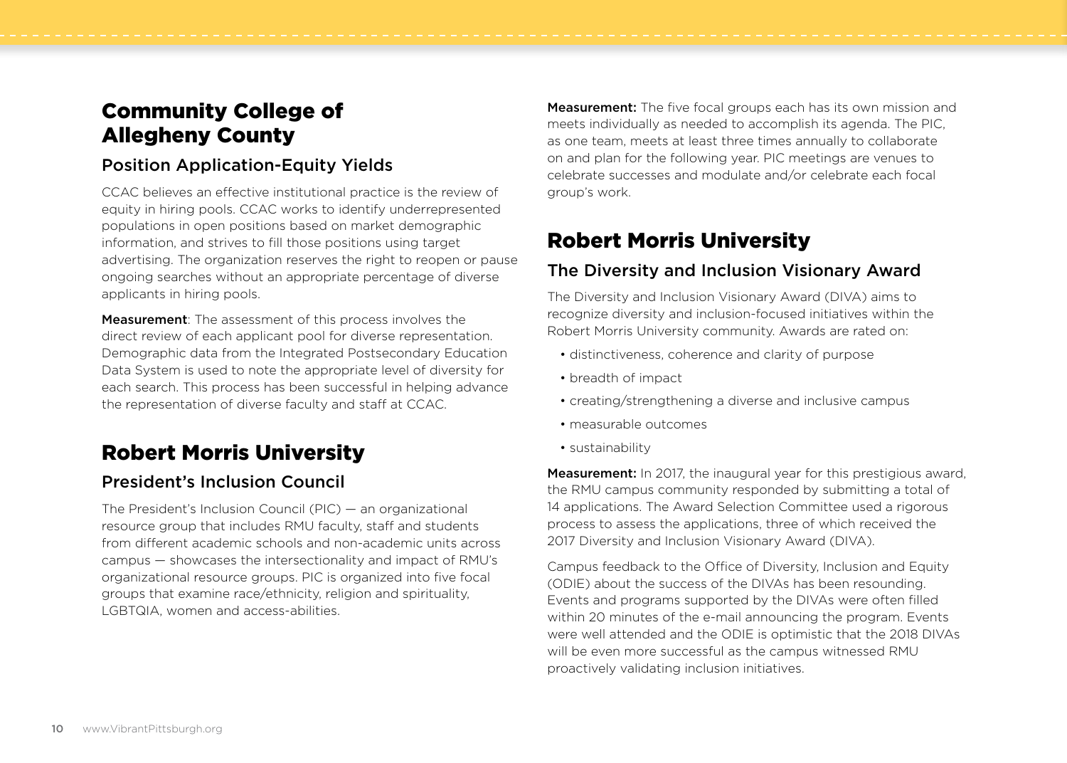## Community College of Allegheny County

### Position Application-Equity Yields

CCAC believes an effective institutional practice is the review of equity in hiring pools. CCAC works to identify underrepresented populations in open positions based on market demographic information, and strives to fill those positions using target advertising. The organization reserves the right to reopen or pause ongoing searches without an appropriate percentage of diverse applicants in hiring pools.

**Measurement**: The assessment of this process involves the direct review of each applicant pool for diverse representation. Demographic data from the Integrated Postsecondary Education Data System is used to note the appropriate level of diversity for each search. This process has been successful in helping advance the representation of diverse faculty and staff at CCAC.

## Robert Morris University

### President's Inclusion Council

The President's Inclusion Council (PIC) — an organizational resource group that includes RMU faculty, staff and students from different academic schools and non-academic units across campus — showcases the intersectionality and impact of RMU's organizational resource groups. PIC is organized into five focal groups that examine race/ethnicity, religion and spirituality, LGBTQIA, women and access-abilities.

**Measurement:** The five focal groups each has its own mission and meets individually as needed to accomplish its agenda. The PIC, as one team, meets at least three times annually to collaborate on and plan for the following year. PIC meetings are venues to celebrate successes and modulate and/or celebrate each focal group's work.

## Robert Morris University

### The Diversity and Inclusion Visionary Award

The Diversity and Inclusion Visionary Award (DIVA) aims to recognize diversity and inclusion-focused initiatives within the Robert Morris University community. Awards are rated on:

- distinctiveness, coherence and clarity of purpose
- breadth of impact
- creating/strengthening a diverse and inclusive campus
- measurable outcomes
- sustainability

**Measurement:** In 2017, the inaugural year for this prestigious award, the RMU campus community responded by submitting a total of 14 applications. The Award Selection Committee used a rigorous process to assess the applications, three of which received the 2017 Diversity and Inclusion Visionary Award (DIVA).

Campus feedback to the Office of Diversity, Inclusion and Equity (ODIE) about the success of the DIVAs has been resounding. Events and programs supported by the DIVAs were often filled within 20 minutes of the e-mail announcing the program. Events were well attended and the ODIE is optimistic that the 2018 DIVAs will be even more successful as the campus witnessed RMU proactively validating inclusion initiatives.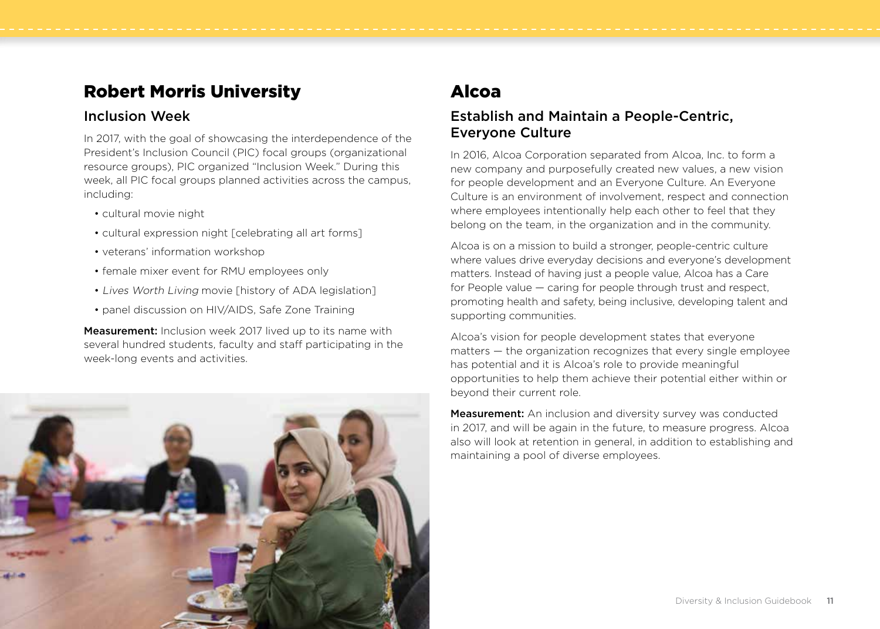## Robert Morris University

### Inclusion Week

In 2017, with the goal of showcasing the interdependence of the President's Inclusion Council (PIC) focal groups (organizational resource groups), PIC organized "Inclusion Week." During this week, all PIC focal groups planned activities across the campus, including:

- cultural movie night
- cultural expression night [celebrating all art forms]
- veterans' information workshop
- female mixer event for RMU employees only
- *Lives Worth Living* movie [history of ADA legislation]
- panel discussion on HIV/AIDS, Safe Zone Training

**Measurement:** Inclusion week 2017 lived up to its name with several hundred students, faculty and staff participating in the week-long events and activities.

## Alcoa

### Establish and Maintain a People-Centric, Everyone Culture

In 2016, Alcoa Corporation separated from Alcoa, Inc. to form a new company and purposefully created new values, a new vision for people development and an Everyone Culture. An Everyone Culture is an environment of involvement, respect and connection where employees intentionally help each other to feel that they belong on the team, in the organization and in the community.

Alcoa is on a mission to build a stronger, people-centric culture where values drive everyday decisions and everyone's development matters. Instead of having just a people value, Alcoa has a Care for People value — caring for people through trust and respect, promoting health and safety, being inclusive, developing talent and supporting communities.

Alcoa's vision for people development states that everyone matters — the organization recognizes that every single employee has potential and it is Alcoa's role to provide meaningful opportunities to help them achieve their potential either within or beyond their current role.

**Measurement:** An inclusion and diversity survey was conducted in 2017, and will be again in the future, to measure progress. Alcoa also will look at retention in general, in addition to establishing and maintaining a pool of diverse employees.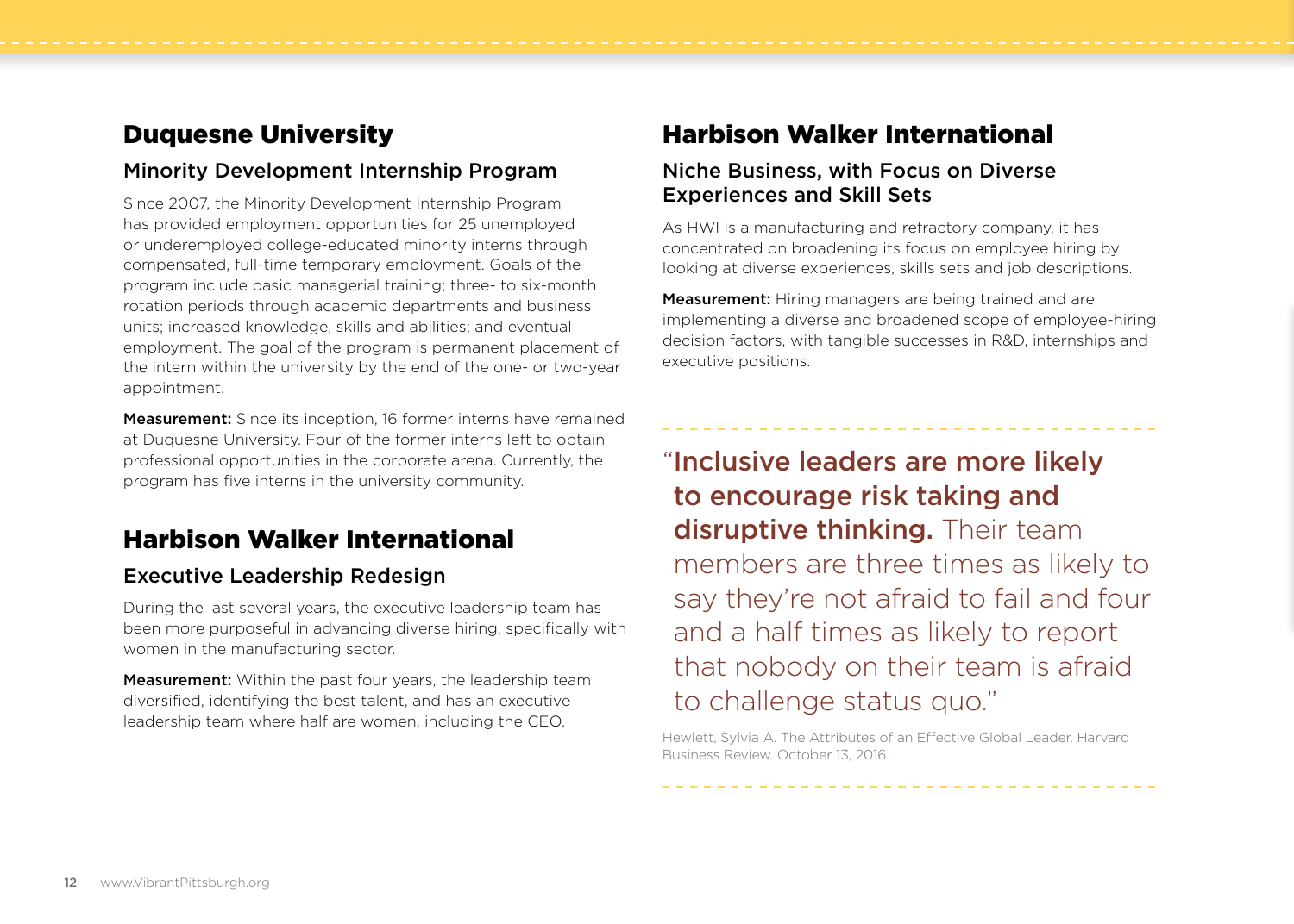## Duquesne University

### Minority Development Internship Program

Since 2007, the Minority Development Internship Program has provided employment opportunities for 25 unemployed or underemployed college-educated minority interns through compensated, full-time temporary employment. Goals of the program include basic managerial training; three- to six-month rotation periods through academic departments and business units; increased knowledge, skills and abilities; and eventual employment. The goal of the program is permanent placement of the intern within the university by the end of the one- or two-year appointment.

**Measurement:** Since its inception, 16 former interns have remained at Duquesne University. Four of the former interns left to obtain professional opportunities in the corporate arena. Currently, the program has five interns in the university community.

## Harbison Walker International

### Executive Leadership Redesign

During the last several years, the executive leadership team has been more purposeful in advancing diverse hiring, specifically with women in the manufacturing sector.

**Measurement:** Within the past four years, the leadership team diversified, identifying the best talent, and has an executive leadership team where half are women, including the CEO.

## Harbison Walker International

### Niche Business, with Focus on Diverse Experiences and Skill Sets

As HWI is a manufacturing and refractory company, it has concentrated on broadening its focus on employee hiring by looking at diverse experiences, skills sets and job descriptions.

**Measurement:** Hiring managers are being trained and are implementing a diverse and broadened scope of employee-hiring decision factors, with tangible successes in R&D, internships and executive positions.

"**Inclusive leaders are more likely to encourage risk taking and disruptive thinking.** Their team members are three times as likely to say they're not afraid to fail and four and a half times as likely to report that nobody on their team is afraid to challenge status quo."

Hewlett, Sylvia A. The Attributes of an Effective Global Leader. Harvard Business Review. October 13, 2016.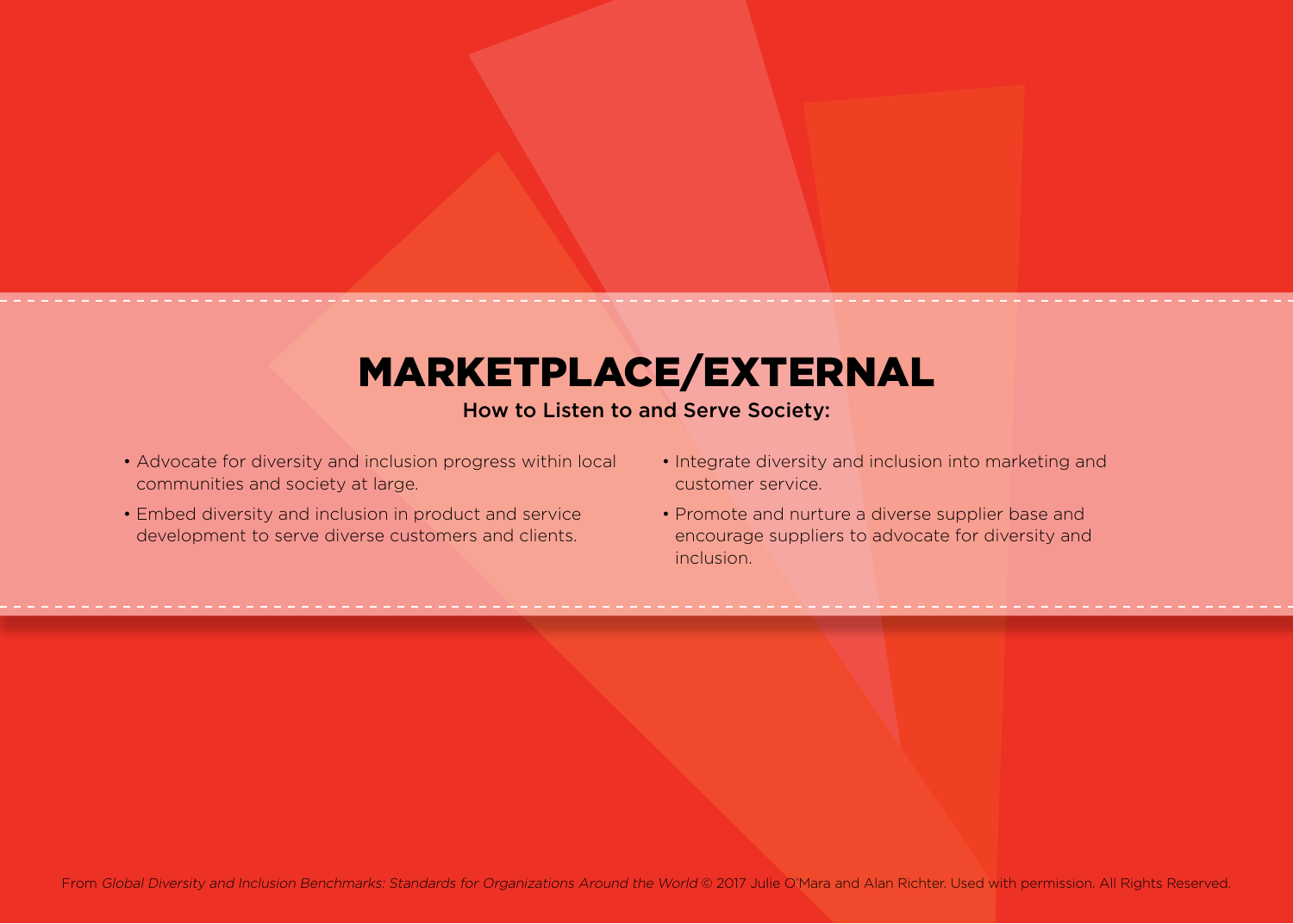# MARKETPLACE/EXTERNAL

**How to Listen to and Serve Society:**

- Advocate for diversity and inclusion progress within local communities and society at large.
- Embed diversity and inclusion in product and service development to serve diverse customers and clients.
- Integrate diversity and inclusion into marketing and customer service.
- Promote and nurture a diverse supplier base and encourage suppliers to advocate for diversity and inclusion.

From *Global Diversity and Inclusion Benchmarks: Standards for Organizations Around the World* © 2017 Julie O'Mara and Alan Richter. Used with permission. All Rights Reserved.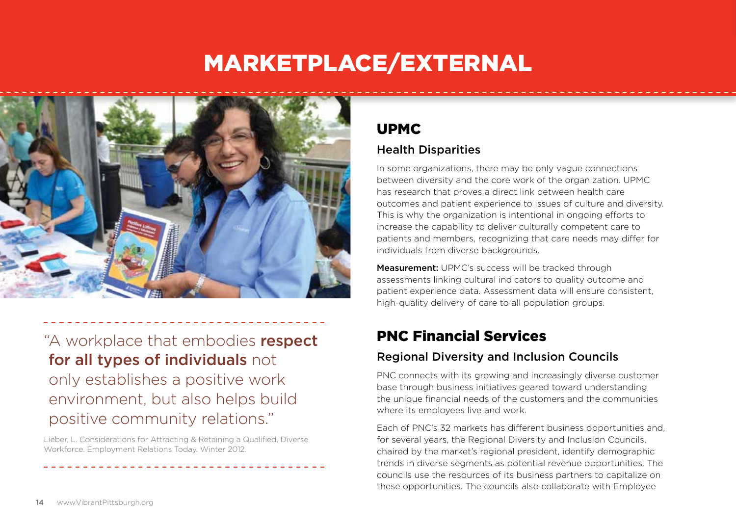# MARKETPLACE/EXTERNAL

"A workplace that embodies **respect for all types of individuals** not only establishes a positive work environment, but also helps build positive community relations."

Lieber, L. Considerations for Attracting & Retaining a Qualified, Diverse Workforce. Employment Relations Today. Winter 2012.

## UPMC

### Health Disparities

In some organizations, there may be only vague connections between diversity and the core work of the organization. UPMC has research that proves a direct link between health care outcomes and patient experience to issues of culture and diversity. This is why the organization is intentional in ongoing efforts to increase the capability to deliver culturally competent care to patients and members, recognizing that care needs may differ for individuals from diverse backgrounds.

**Measurement:** UPMC's success will be tracked through assessments linking cultural indicators to quality outcome and patient experience data. Assessment data will ensure consistent, high-quality delivery of care to all population groups.

## PNC Financial Services

### Regional Diversity and Inclusion Councils

PNC connects with its growing and increasingly diverse customer base through business initiatives geared toward understanding the unique financial needs of the customers and the communities where its employees live and work.

Each of PNC's 32 markets has different business opportunities and, for several years, the Regional Diversity and Inclusion Councils, chaired by the market's regional president, identify demographic trends in diverse segments as potential revenue opportunities. The councils use the resources of its business partners to capitalize on these opportunities. The councils also collaborate with Employee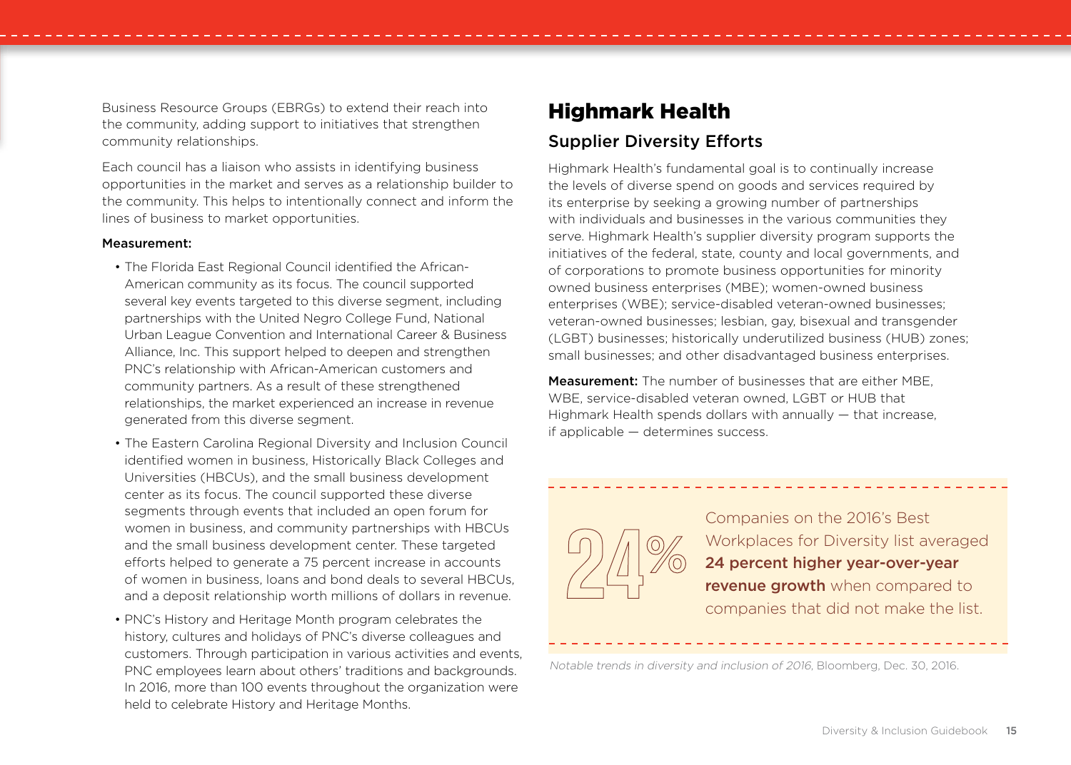Business Resource Groups (EBRGs) to extend their reach into the community, adding support to initiatives that strengthen community relationships.

Each council has a liaison who assists in identifying business opportunities in the market and serves as a relationship builder to the community. This helps to intentionally connect and inform the lines of business to market opportunities.

**Measurement:**

- The Florida East Regional Council identified the African-American community as its focus. The council supported several key events targeted to this diverse segment, including partnerships with the United Negro College Fund, National Urban League Convention and International Career & Business Alliance, Inc. This support helped to deepen and strengthen PNC's relationship with African-American customers and community partners. As a result of these strengthened relationships, the market experienced an increase in revenue generated from this diverse segment.
- The Eastern Carolina Regional Diversity and Inclusion Council identified women in business, Historically Black Colleges and Universities (HBCUs), and the small business development center as its focus. The council supported these diverse segments through events that included an open forum for women in business, and community partnerships with HBCUs and the small business development center. These targeted efforts helped to generate a 75 percent increase in accounts of women in business, loans and bond deals to several HBCUs, and a deposit relationship worth millions of dollars in revenue.
- PNC's History and Heritage Month program celebrates the history, cultures and holidays of PNC's diverse colleagues and customers. Through participation in various activities and events, PNC employees learn about others' traditions and backgrounds. In 2016, more than 100 events throughout the organization were held to celebrate History and Heritage Months.

# Highmark Health

## Supplier Diversity Efforts

Highmark Health's fundamental goal is to continually increase the levels of diverse spend on goods and services required by its enterprise by seeking a growing number of partnerships with individuals and businesses in the various communities they serve. Highmark Health's supplier diversity program supports the initiatives of the federal, state, county and local governments, and of corporations to promote business opportunities for minority owned business enterprises (MBE); women-owned business enterprises (WBE); service-disabled veteran-owned businesses; veteran-owned businesses; lesbian, gay, bisexual and transgender (LGBT) businesses; historically underutilized business (HUB) zones; small businesses; and other disadvantaged business enterprises.

**Measurement:** The number of businesses that are either MBE, WBE, service-disabled veteran owned, LGBT or HUB that Highmark Health spends dollars with annually — that increase, if applicable — determines success.

24%

Companies on the 2016's Best Workplaces for Diversity list averaged **24 percent higher year-over-year revenue growth** when compared to companies that did not make the list.

*Notable trends in diversity and inclusion of 2016*, Bloomberg, Dec. 30, 2016.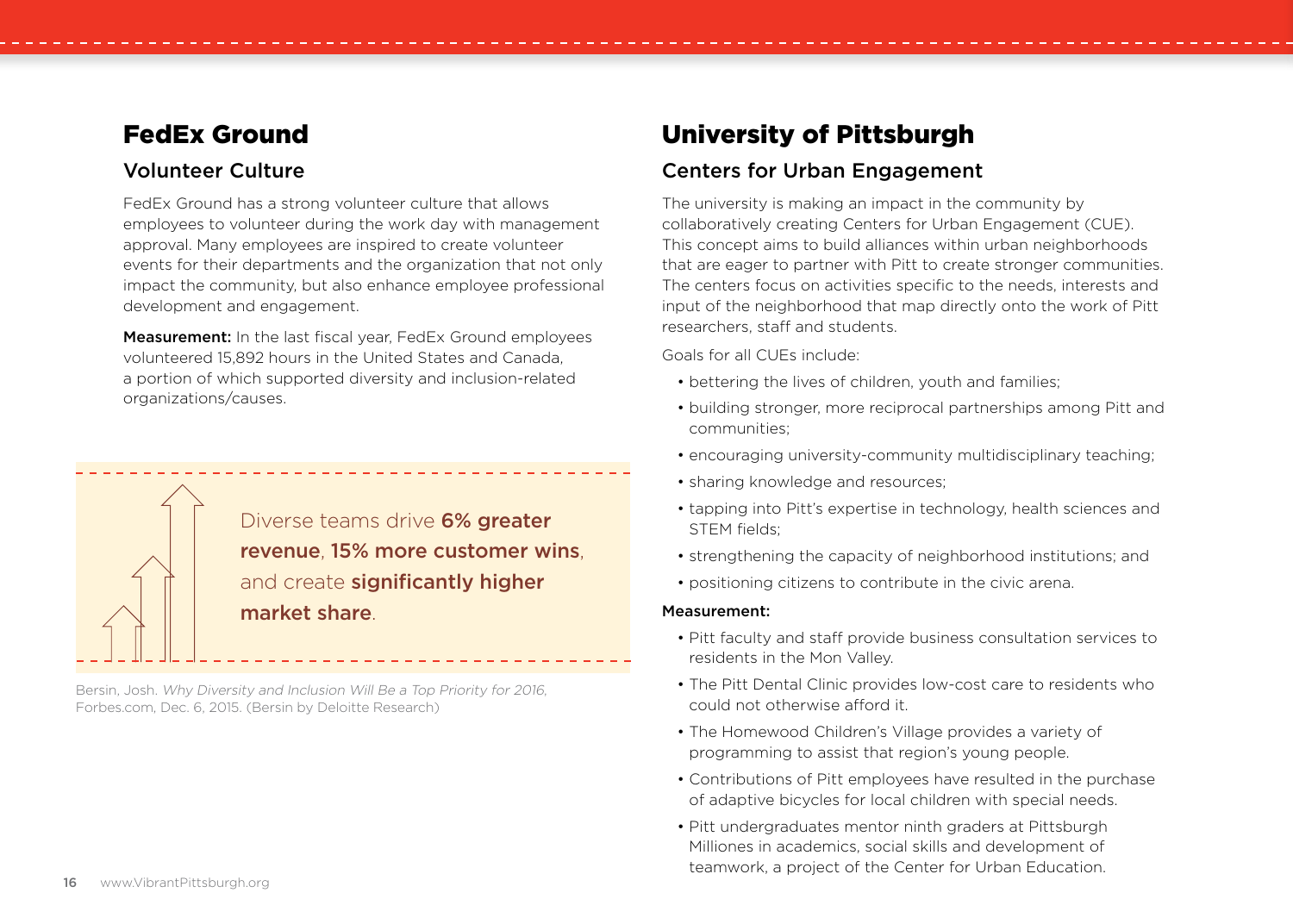## FedEx Ground

### Volunteer Culture

FedEx Ground has a strong volunteer culture that allows employees to volunteer during the work day with management approval. Many employees are inspired to create volunteer events for their departments and the organization that not only impact the community, but also enhance employee professional development and engagement.

**Measurement:** In the last fiscal year, FedEx Ground employees volunteered 15,892 hours in the United States and Canada, a portion of which supported diversity and inclusion-related organizations/causes.

Diverse teams drive **6% greater revenue**, **15% more customer wins**, and create **significantly higher market share**.

Bersin, Josh. *Why Diversity and Inclusion Will Be a Top Priority for 2016*, Forbes.com, Dec. 6, 2015. (Bersin by Deloitte Research)

## University of Pittsburgh

### Centers for Urban Engagement

The university is making an impact in the community by collaboratively creating Centers for Urban Engagement (CUE). This concept aims to build alliances within urban neighborhoods that are eager to partner with Pitt to create stronger communities. The centers focus on activities specific to the needs, interests and input of the neighborhood that map directly onto the work of Pitt researchers, staff and students.

Goals for all CUEs include:

- bettering the lives of children, youth and families;
- building stronger, more reciprocal partnerships among Pitt and communities;
- encouraging university-community multidisciplinary teaching;
- sharing knowledge and resources;
- tapping into Pitt's expertise in technology, health sciences and STEM fields;
- strengthening the capacity of neighborhood institutions; and
- positioning citizens to contribute in the civic arena.

**Measurement:**

- Pitt faculty and staff provide business consultation services to residents in the Mon Valley.
- The Pitt Dental Clinic provides low-cost care to residents who could not otherwise afford it.
- The Homewood Children's Village provides a variety of programming to assist that region's young people.
- Contributions of Pitt employees have resulted in the purchase of adaptive bicycles for local children with special needs.
- Pitt undergraduates mentor ninth graders at Pittsburgh Milliones in academics, social skills and development of teamwork, a project of the Center for Urban Education.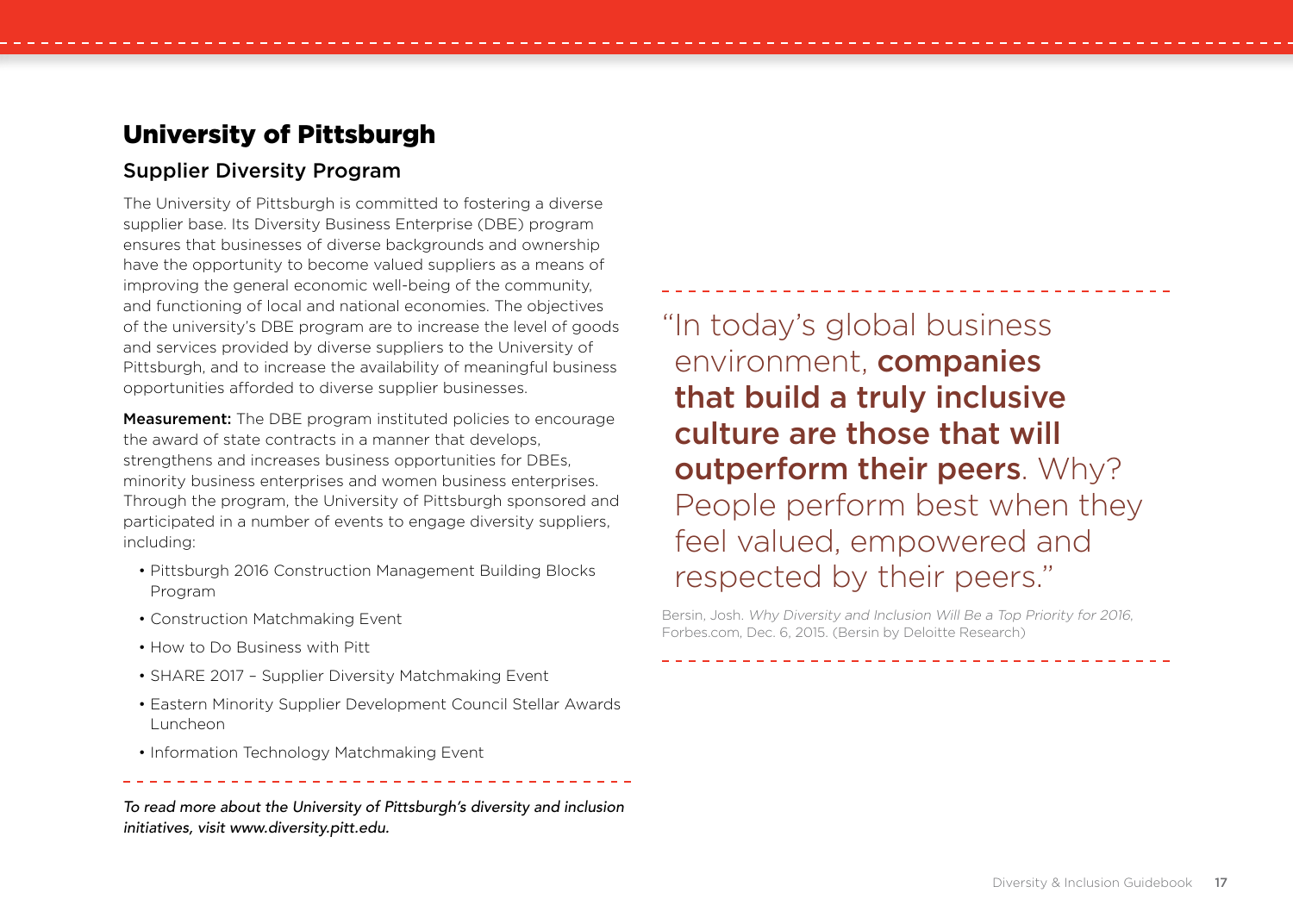## University of Pittsburgh

### Supplier Diversity Program

The University of Pittsburgh is committed to fostering a diverse supplier base. Its Diversity Business Enterprise (DBE) program ensures that businesses of diverse backgrounds and ownership have the opportunity to become valued suppliers as a means of improving the general economic well-being of the community, and functioning of local and national economies. The objectives of the university's DBE program are to increase the level of goods and services provided by diverse suppliers to the University of Pittsburgh, and to increase the availability of meaningful business opportunities afforded to diverse supplier businesses.

**Measurement:** The DBE program instituted policies to encourage the award of state contracts in a manner that develops, strengthens and increases business opportunities for DBEs, minority business enterprises and women business enterprises. Through the program, the University of Pittsburgh sponsored and participated in a number of events to engage diversity suppliers, including:

- Pittsburgh 2016 Construction Management Building Blocks Program
- Construction Matchmaking Event
- How to Do Business with Pitt
- SHARE 2017 – Supplier Diversity Matchmaking Event
- Eastern Minority Supplier Development Council Stellar Awards Luncheon
- Information Technology Matchmaking Event

*To read more about the University of Pittsburgh's diversity and inclusion initiatives, visit www.diversity.pitt.edu.*

> "In today's global business environment, **companies that build a truly inclusive culture are those that will outperform their peers**. Why? People perform best when they feel valued, empowered and respected by their peers."

Bersin, Josh. *Why Diversity and Inclusion Will Be a Top Priority for 2016*, Forbes.com, Dec. 6, 2015. (Bersin by Deloitte Research)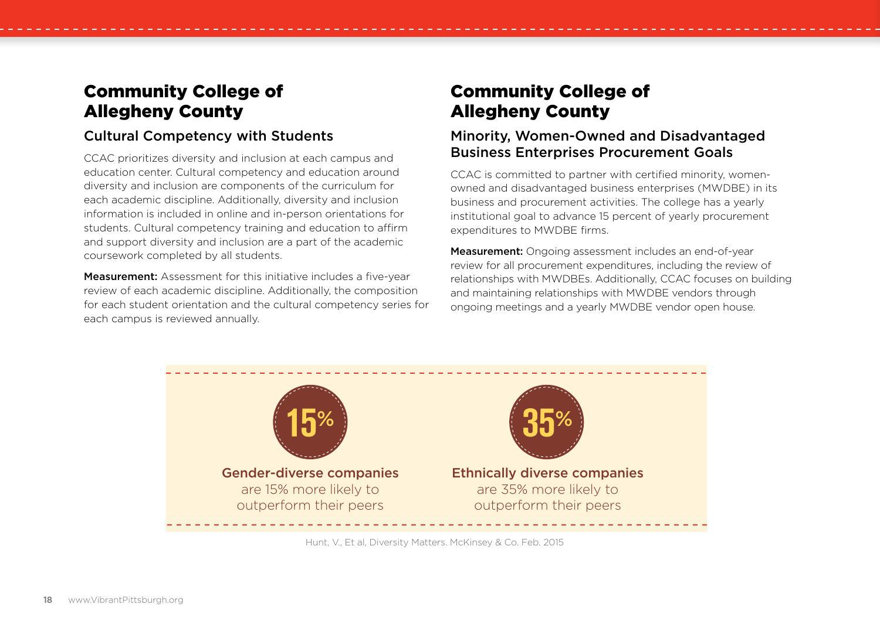## Community College of Allegheny County

### Cultural Competency with Students

CCAC prioritizes diversity and inclusion at each campus and education center. Cultural competency and education around diversity and inclusion are components of the curriculum for each academic discipline. Additionally, diversity and inclusion information is included in online and in-person orientations for students. Cultural competency training and education to affirm and support diversity and inclusion are a part of the academic coursework completed by all students.

**Measurement:** Assessment for this initiative includes a five-year review of each academic discipline. Additionally, the composition for each student orientation and the cultural competency series for each campus is reviewed annually.

## Community College of Allegheny County

### Minority, Women-Owned and Disadvantaged Business Enterprises Procurement Goals

CCAC is committed to partner with certified minority, women-owned and disadvantaged business enterprises (MWDBE) in its business and procurement activities. The college has a yearly institutional goal to advance 15 percent of yearly procurement expenditures to MWDBE firms.

**Measurement:** Ongoing assessment includes an end-of-year review for all procurement expenditures, including the review of relationships with MWDBEs. Additionally, CCAC focuses on building and maintaining relationships with MWDBE vendors through ongoing meetings and a yearly MWDBE vendor open house.

**15%**

**Gender-diverse companies** are 15% more likely to outperform their peers

**35%**

**Ethnically diverse companies** are 35% more likely to outperform their peers

Hunt, V., Et al, Diversity Matters. McKinsey & Co. Feb. 2015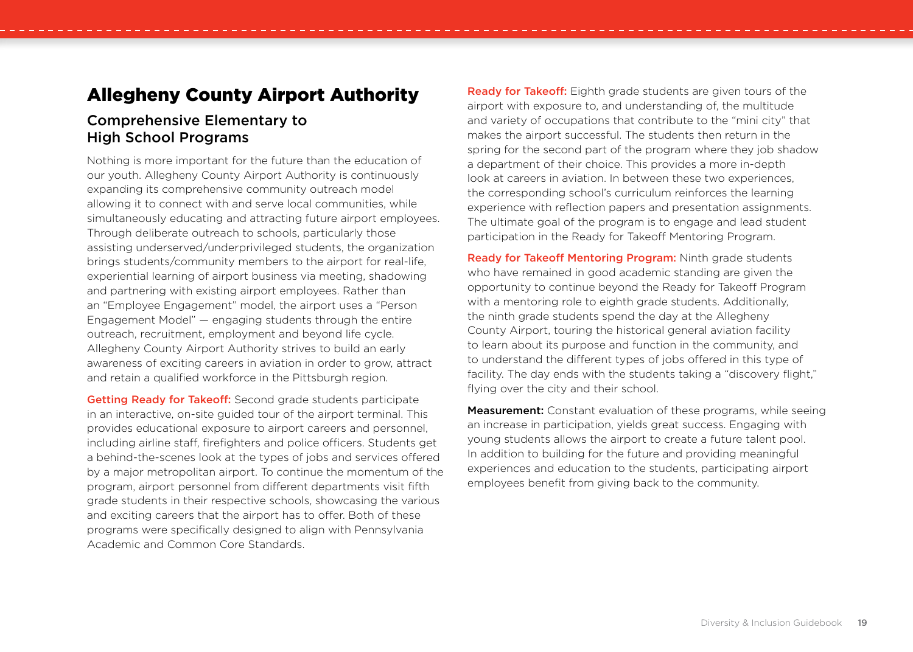# Allegheny County Airport Authority

## Comprehensive Elementary to High School Programs

Nothing is more important for the future than the education of our youth. Allegheny County Airport Authority is continuously expanding its comprehensive community outreach model allowing it to connect with and serve local communities, while simultaneously educating and attracting future airport employees. Through deliberate outreach to schools, particularly those assisting underserved/underprivileged students, the organization brings students/community members to the airport for real-life, experiential learning of airport business via meeting, shadowing and partnering with existing airport employees. Rather than an "Employee Engagement" model, the airport uses a "Person Engagement Model" — engaging students through the entire outreach, recruitment, employment and beyond life cycle. Allegheny County Airport Authority strives to build an early awareness of exciting careers in aviation in order to grow, attract and retain a qualified workforce in the Pittsburgh region.

**Getting Ready for Takeoff:** Second grade students participate in an interactive, on-site guided tour of the airport terminal. This provides educational exposure to airport careers and personnel, including airline staff, firefighters and police officers. Students get a behind-the-scenes look at the types of jobs and services offered by a major metropolitan airport. To continue the momentum of the program, airport personnel from different departments visit fifth grade students in their respective schools, showcasing the various and exciting careers that the airport has to offer. Both of these programs were specifically designed to align with Pennsylvania Academic and Common Core Standards.

**Ready for Takeoff:** Eighth grade students are given tours of the airport with exposure to, and understanding of, the multitude and variety of occupations that contribute to the "mini city" that makes the airport successful. The students then return in the spring for the second part of the program where they job shadow a department of their choice. This provides a more in-depth look at careers in aviation. In between these two experiences, the corresponding school's curriculum reinforces the learning experience with reflection papers and presentation assignments. The ultimate goal of the program is to engage and lead student participation in the Ready for Takeoff Mentoring Program.

**Ready for Takeoff Mentoring Program:** Ninth grade students who have remained in good academic standing are given the opportunity to continue beyond the Ready for Takeoff Program with a mentoring role to eighth grade students. Additionally, the ninth grade students spend the day at the Allegheny County Airport, touring the historical general aviation facility to learn about its purpose and function in the community, and to understand the different types of jobs offered in this type of facility. The day ends with the students taking a "discovery flight," flying over the city and their school.

**Measurement:** Constant evaluation of these programs, while seeing an increase in participation, yields great success. Engaging with young students allows the airport to create a future talent pool. In addition to building for the future and providing meaningful experiences and education to the students, participating airport employees benefit from giving back to the community.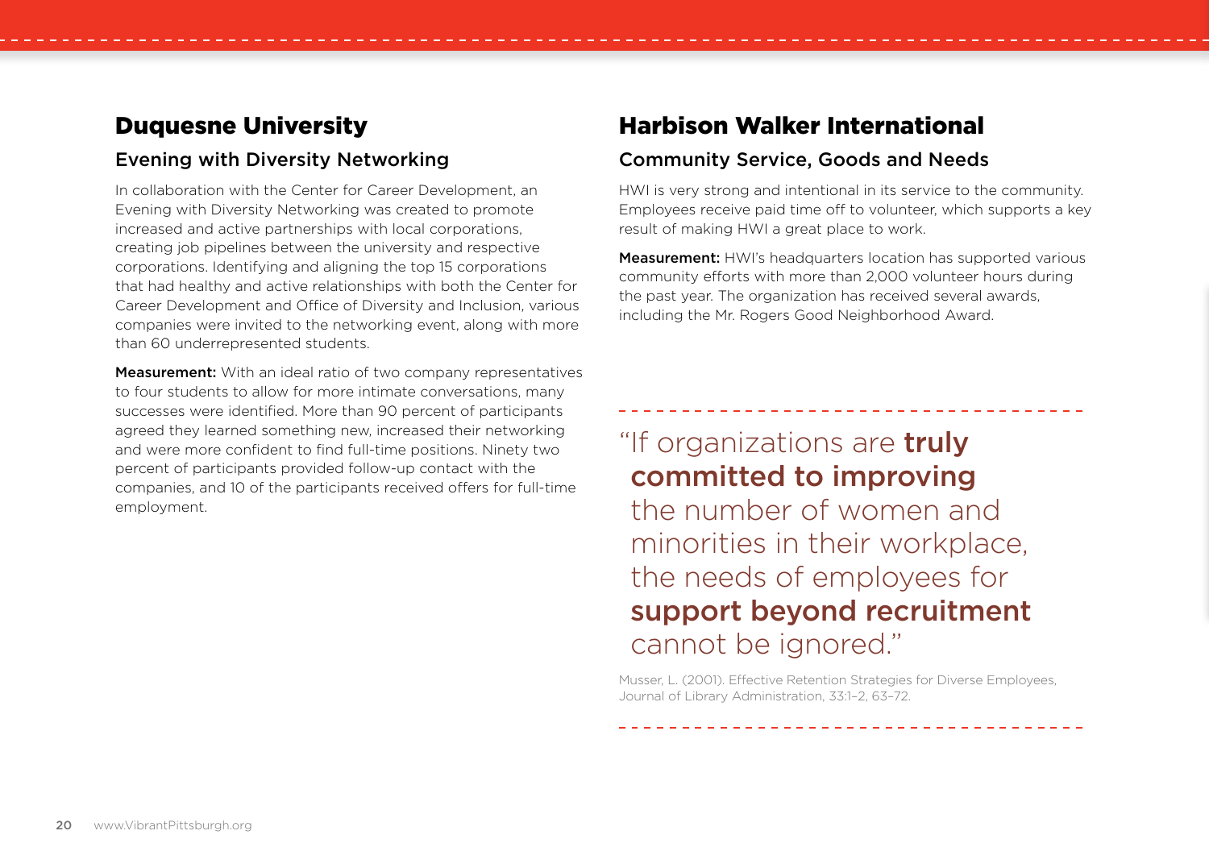## Duquesne University

### Evening with Diversity Networking

In collaboration with the Center for Career Development, an Evening with Diversity Networking was created to promote increased and active partnerships with local corporations, creating job pipelines between the university and respective corporations. Identifying and aligning the top 15 corporations that had healthy and active relationships with both the Center for Career Development and Office of Diversity and Inclusion, various companies were invited to the networking event, along with more than 60 underrepresented students.

**Measurement:** With an ideal ratio of two company representatives to four students to allow for more intimate conversations, many successes were identified. More than 90 percent of participants agreed they learned something new, increased their networking and were more confident to find full-time positions. Ninety two percent of participants provided follow-up contact with the companies, and 10 of the participants received offers for full-time employment.

## Harbison Walker International

### Community Service, Goods and Needs

HWI is very strong and intentional in its service to the community. Employees receive paid time off to volunteer, which supports a key result of making HWI a great place to work.

**Measurement:** HWI's headquarters location has supported various community efforts with more than 2,000 volunteer hours during the past year. The organization has received several awards, including the Mr. Rogers Good Neighborhood Award.

"If organizations are **truly committed to improving** the number of women and minorities in their workplace, the needs of employees for **support beyond recruitment** cannot be ignored."

Musser, L. (2001). Effective Retention Strategies for Diverse Employees, Journal of Library Administration, 33:1–2, 63–72.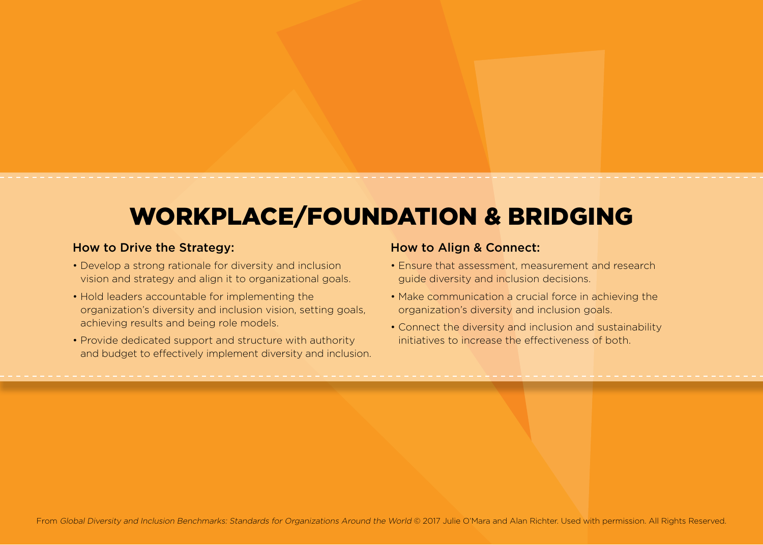# WORKPLACE/FOUNDATION & BRIDGING

### How to Drive the Strategy:

- Develop a strong rationale for diversity and inclusion vision and strategy and align it to organizational goals.
- Hold leaders accountable for implementing the organization's diversity and inclusion vision, setting goals, achieving results and being role models.
- Provide dedicated support and structure with authority and budget to effectively implement diversity and inclusion.

### How to Align & Connect:

- Ensure that assessment, measurement and research guide diversity and inclusion decisions.
- Make communication a crucial force in achieving the organization's diversity and inclusion goals.
- Connect the diversity and inclusion and sustainability initiatives to increase the effectiveness of both.

From *Global Diversity and Inclusion Benchmarks: Standards for Organizations Around the World* © 2017 Julie O'Mara and Alan Richter. Used with permission. All Rights Reserved.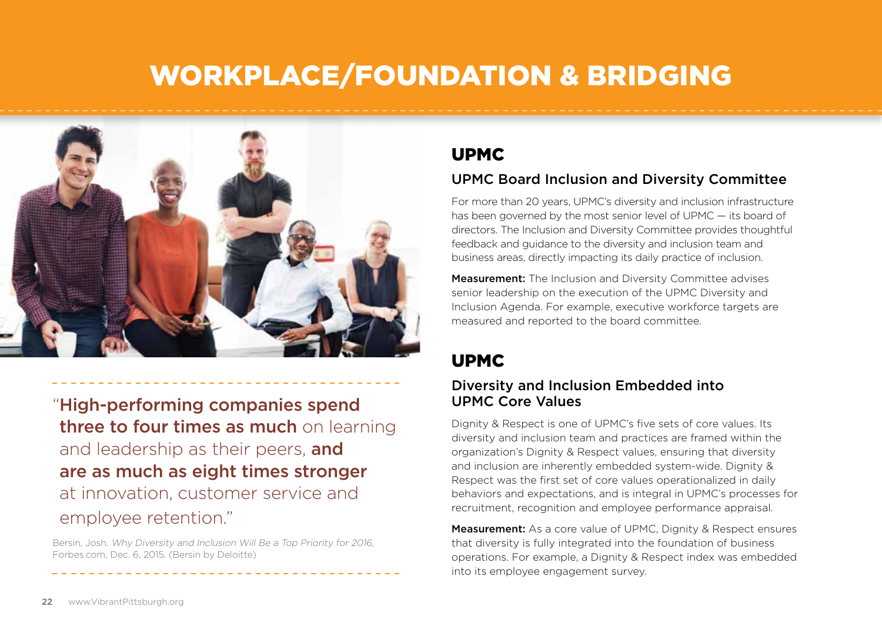# WORKPLACE/FOUNDATION & BRIDGING

"**High-performing companies spend three to four times as much** on learning and leadership as their peers, **and are as much as eight times stronger** at innovation, customer service and employee retention."

Bersin, Josh. *Why Diversity and Inclusion Will Be a Top Priority for 2016*, Forbes.com, Dec. 6, 2015. (Bersin by Deloitte)

## UPMC

### UPMC Board Inclusion and Diversity Committee

For more than 20 years, UPMC's diversity and inclusion infrastructure has been governed by the most senior level of UPMC — its board of directors. The Inclusion and Diversity Committee provides thoughtful feedback and guidance to the diversity and inclusion team and business areas, directly impacting its daily practice of inclusion.

**Measurement:** The Inclusion and Diversity Committee advises senior leadership on the execution of the UPMC Diversity and Inclusion Agenda. For example, executive workforce targets are measured and reported to the board committee.

## UPMC

### Diversity and Inclusion Embedded into UPMC Core Values

Dignity & Respect is one of UPMC's five sets of core values. Its diversity and inclusion team and practices are framed within the organization's Dignity & Respect values, ensuring that diversity and inclusion are inherently embedded system-wide. Dignity & Respect was the first set of core values operationalized in daily behaviors and expectations, and is integral in UPMC's processes for recruitment, recognition and employee performance appraisal.

**Measurement:** As a core value of UPMC, Dignity & Respect ensures that diversity is fully integrated into the foundation of business operations. For example, a Dignity & Respect index was embedded into its employee engagement survey.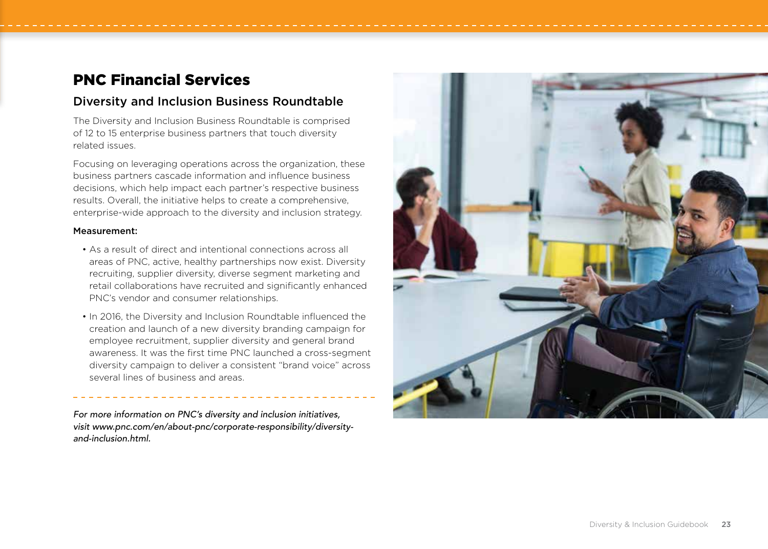# PNC Financial Services

## Diversity and Inclusion Business Roundtable

The Diversity and Inclusion Business Roundtable is comprised of 12 to 15 enterprise business partners that touch diversity related issues.

Focusing on leveraging operations across the organization, these business partners cascade information and influence business decisions, which help impact each partner's respective business results. Overall, the initiative helps to create a comprehensive, enterprise-wide approach to the diversity and inclusion strategy.

**Measurement:**

- As a result of direct and intentional connections across all areas of PNC, active, healthy partnerships now exist. Diversity recruiting, supplier diversity, diverse segment marketing and retail collaborations have recruited and significantly enhanced PNC's vendor and consumer relationships.
- In 2016, the Diversity and Inclusion Roundtable influenced the creation and launch of a new diversity branding campaign for employee recruitment, supplier diversity and general brand awareness. It was the first time PNC launched a cross-segment diversity campaign to deliver a consistent "brand voice" across several lines of business and areas.

*For more information on PNC's diversity and inclusion initiatives, visit www.pnc.com/en/about-pnc/corporate-responsibility/diversity-and-inclusion.html.*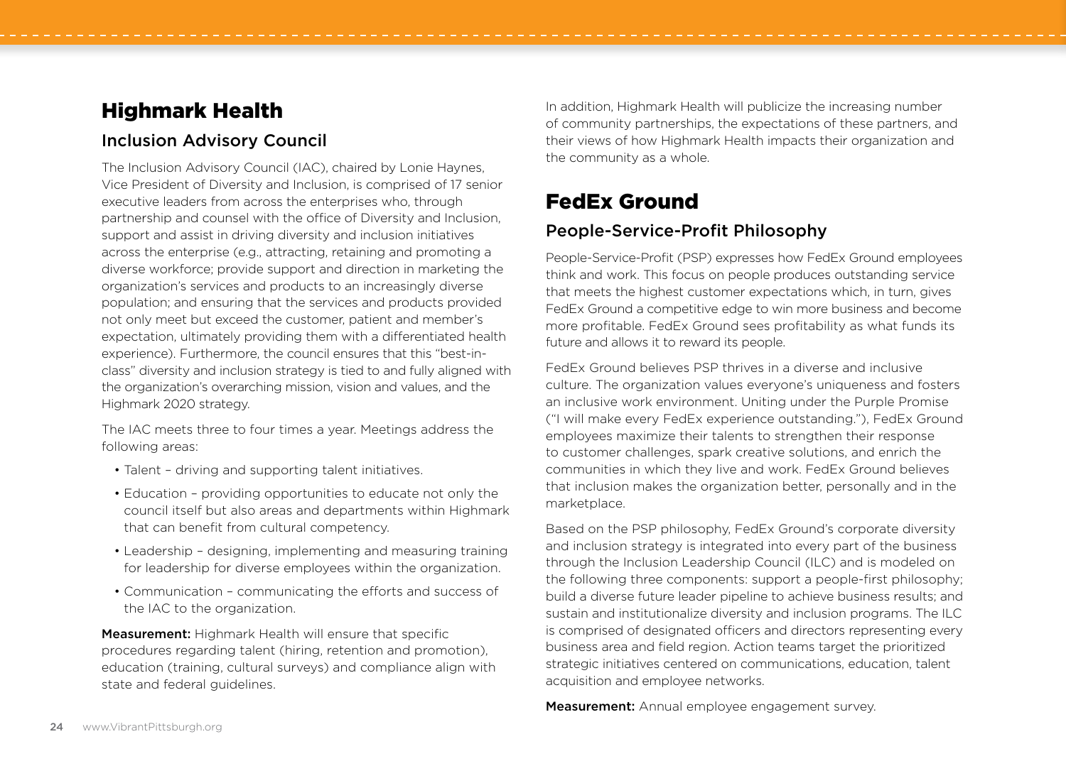## Highmark Health

### Inclusion Advisory Council

The Inclusion Advisory Council (IAC), chaired by Lonie Haynes, Vice President of Diversity and Inclusion, is comprised of 17 senior executive leaders from across the enterprises who, through partnership and counsel with the office of Diversity and Inclusion, support and assist in driving diversity and inclusion initiatives across the enterprise (e.g., attracting, retaining and promoting a diverse workforce; provide support and direction in marketing the organization's services and products to an increasingly diverse population; and ensuring that the services and products provided not only meet but exceed the customer, patient and member's expectation, ultimately providing them with a differentiated health experience). Furthermore, the council ensures that this "best-in-class" diversity and inclusion strategy is tied to and fully aligned with the organization's overarching mission, vision and values, and the Highmark 2020 strategy.

The IAC meets three to four times a year. Meetings address the following areas:

- Talent – driving and supporting talent initiatives.
- Education – providing opportunities to educate not only the council itself but also areas and departments within Highmark that can benefit from cultural competency.
- Leadership – designing, implementing and measuring training for leadership for diverse employees within the organization.
- Communication – communicating the efforts and success of the IAC to the organization.

**Measurement:** Highmark Health will ensure that specific procedures regarding talent (hiring, retention and promotion), education (training, cultural surveys) and compliance align with state and federal guidelines.

In addition, Highmark Health will publicize the increasing number of community partnerships, the expectations of these partners, and their views of how Highmark Health impacts their organization and the community as a whole.

## FedEx Ground

### People-Service-Profit Philosophy

People-Service-Profit (PSP) expresses how FedEx Ground employees think and work. This focus on people produces outstanding service that meets the highest customer expectations which, in turn, gives FedEx Ground a competitive edge to win more business and become more profitable. FedEx Ground sees profitability as what funds its future and allows it to reward its people.

FedEx Ground believes PSP thrives in a diverse and inclusive culture. The organization values everyone's uniqueness and fosters an inclusive work environment. Uniting under the Purple Promise ("I will make every FedEx experience outstanding."), FedEx Ground employees maximize their talents to strengthen their response to customer challenges, spark creative solutions, and enrich the communities in which they live and work. FedEx Ground believes that inclusion makes the organization better, personally and in the marketplace.

Based on the PSP philosophy, FedEx Ground's corporate diversity and inclusion strategy is integrated into every part of the business through the Inclusion Leadership Council (ILC) and is modeled on the following three components: support a people-first philosophy; build a diverse future leader pipeline to achieve business results; and sustain and institutionalize diversity and inclusion programs. The ILC is comprised of designated officers and directors representing every business area and field region. Action teams target the prioritized strategic initiatives centered on communications, education, talent acquisition and employee networks.

**Measurement:** Annual employee engagement survey.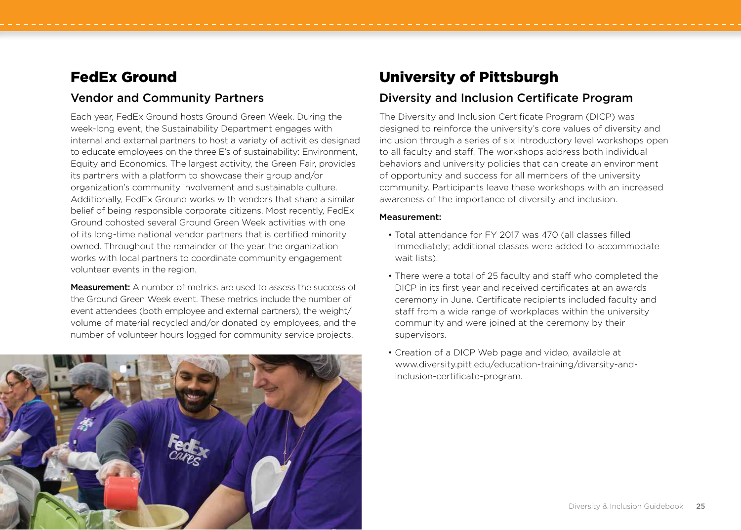## FedEx Ground

### Vendor and Community Partners

Each year, FedEx Ground hosts Ground Green Week. During the week-long event, the Sustainability Department engages with internal and external partners to host a variety of activities designed to educate employees on the three E's of sustainability: Environment, Equity and Economics. The largest activity, the Green Fair, provides its partners with a platform to showcase their group and/or organization's community involvement and sustainable culture. Additionally, FedEx Ground works with vendors that share a similar belief of being responsible corporate citizens. Most recently, FedEx Ground cohosted several Ground Green Week activities with one of its long-time national vendor partners that is certified minority owned. Throughout the remainder of the year, the organization works with local partners to coordinate community engagement volunteer events in the region.

**Measurement:** A number of metrics are used to assess the success of the Ground Green Week event. These metrics include the number of event attendees (both employee and external partners), the weight/volume of material recycled and/or donated by employees, and the number of volunteer hours logged for community service projects.

## University of Pittsburgh

### Diversity and Inclusion Certificate Program

The Diversity and Inclusion Certificate Program (DICP) was designed to reinforce the university's core values of diversity and inclusion through a series of six introductory level workshops open to all faculty and staff. The workshops address both individual behaviors and university policies that can create an environment of opportunity and success for all members of the university community. Participants leave these workshops with an increased awareness of the importance of diversity and inclusion.

**Measurement:**

- Total attendance for FY 2017 was 470 (all classes filled immediately; additional classes were added to accommodate wait lists).
- There were a total of 25 faculty and staff who completed the DICP in its first year and received certificates at an awards ceremony in June. Certificate recipients included faculty and staff from a wide range of workplaces within the university community and were joined at the ceremony by their supervisors.
- Creation of a DICP Web page and video, available at www.diversity.pitt.edu/education-training/diversity-and-inclusion-certificate-program.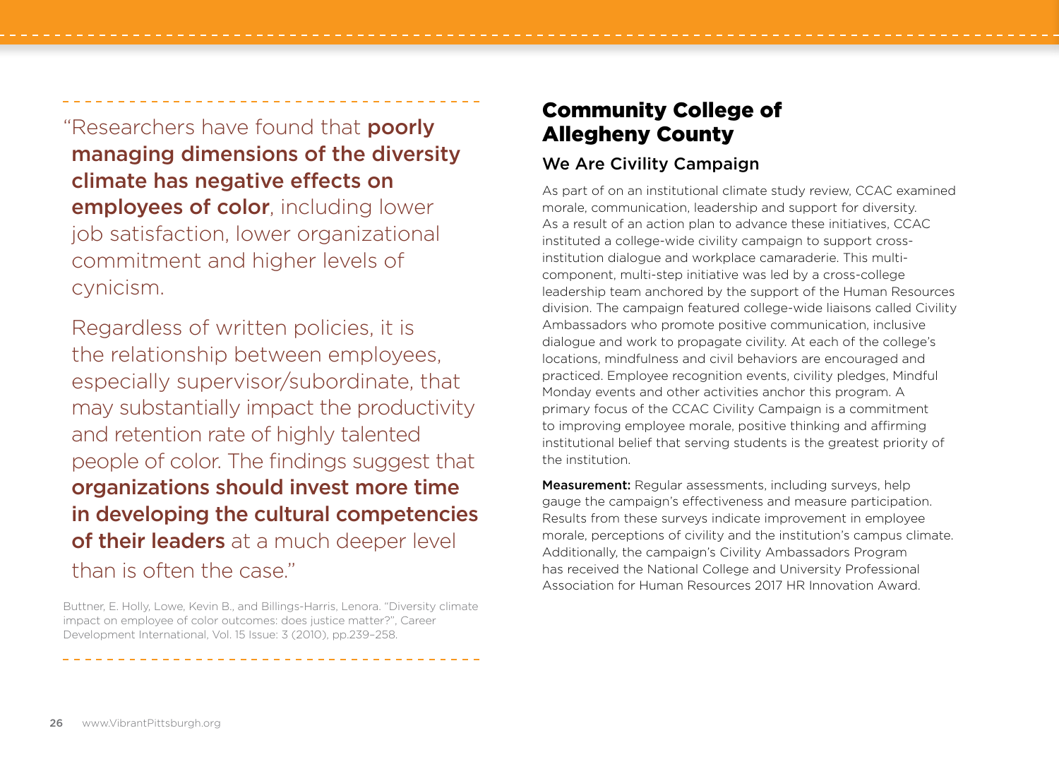"Researchers have found that **poorly managing dimensions of the diversity climate has negative effects on employees of color**, including lower job satisfaction, lower organizational commitment and higher levels of cynicism.

Regardless of written policies, it is the relationship between employees, especially supervisor/subordinate, that may substantially impact the productivity and retention rate of highly talented people of color. The findings suggest that **organizations should invest more time in developing the cultural competencies of their leaders** at a much deeper level than is often the case."

Buttner, E. Holly, Lowe, Kevin B., and Billings-Harris, Lenora. "Diversity climate impact on employee of color outcomes: does justice matter?", Career Development International, Vol. 15 Issue: 3 (2010), pp.239–258.

## Community College of Allegheny County

### We Are Civility Campaign

As part of on an institutional climate study review, CCAC examined morale, communication, leadership and support for diversity. As a result of an action plan to advance these initiatives, CCAC instituted a college-wide civility campaign to support cross-institution dialogue and workplace camaraderie. This multi-component, multi-step initiative was led by a cross-college leadership team anchored by the support of the Human Resources division. The campaign featured college-wide liaisons called Civility Ambassadors who promote positive communication, inclusive dialogue and work to propagate civility. At each of the college's locations, mindfulness and civil behaviors are encouraged and practiced. Employee recognition events, civility pledges, Mindful Monday events and other activities anchor this program. A primary focus of the CCAC Civility Campaign is a commitment to improving employee morale, positive thinking and affirming institutional belief that serving students is the greatest priority of the institution.

**Measurement:** Regular assessments, including surveys, help gauge the campaign's effectiveness and measure participation. Results from these surveys indicate improvement in employee morale, perceptions of civility and the institution's campus climate. Additionally, the campaign's Civility Ambassadors Program has received the National College and University Professional Association for Human Resources 2017 HR Innovation Award.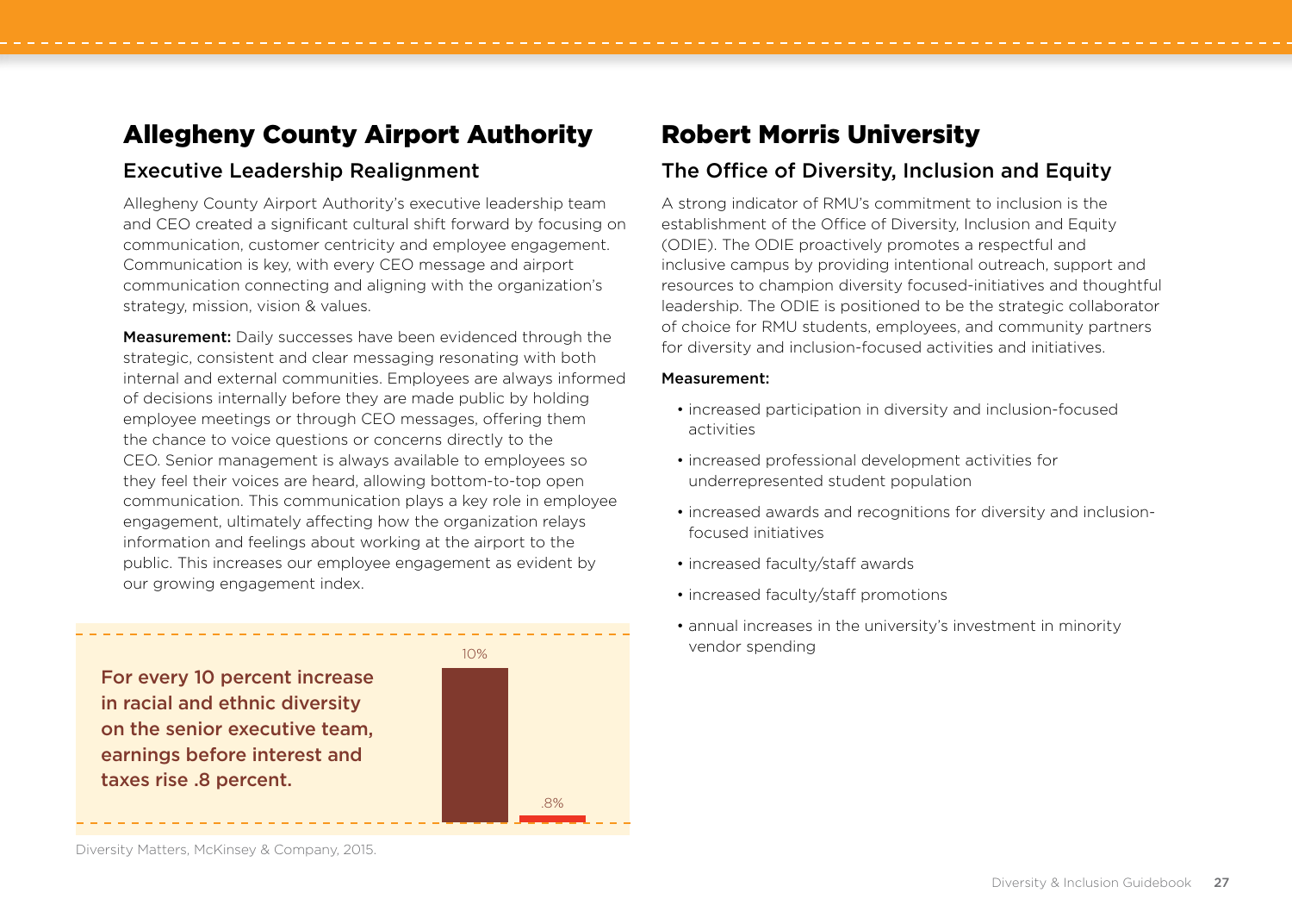## Allegheny County Airport Authority

### Executive Leadership Realignment

Allegheny County Airport Authority's executive leadership team and CEO created a significant cultural shift forward by focusing on communication, customer centricity and employee engagement. Communication is key, with every CEO message and airport communication connecting and aligning with the organization's strategy, mission, vision & values.

**Measurement:** Daily successes have been evidenced through the strategic, consistent and clear messaging resonating with both internal and external communities. Employees are always informed of decisions internally before they are made public by holding employee meetings or through CEO messages, offering them the chance to voice questions or concerns directly to the CEO. Senior management is always available to employees so they feel their voices are heard, allowing bottom-to-top open communication. This communication plays a key role in employee engagement, ultimately affecting how the organization relays information and feelings about working at the airport to the public. This increases our employee engagement as evident by our growing engagement index.

For every 10 percent increase in racial and ethnic diversity on the senior executive team, earnings before interest and taxes rise .8 percent.

10%

.8%

Diversity Matters, McKinsey & Company, 2015.

## Robert Morris University

### The Office of Diversity, Inclusion and Equity

A strong indicator of RMU's commitment to inclusion is the establishment of the Office of Diversity, Inclusion and Equity (ODIE). The ODIE proactively promotes a respectful and inclusive campus by providing intentional outreach, support and resources to champion diversity focused-initiatives and thoughtful leadership. The ODIE is positioned to be the strategic collaborator of choice for RMU students, employees, and community partners for diversity and inclusion-focused activities and initiatives.

**Measurement:**

- increased participation in diversity and inclusion-focused activities
- increased professional development activities for underrepresented student population
- increased awards and recognitions for diversity and inclusion-focused initiatives
- increased faculty/staff awards
- increased faculty/staff promotions
- annual increases in the university's investment in minority vendor spending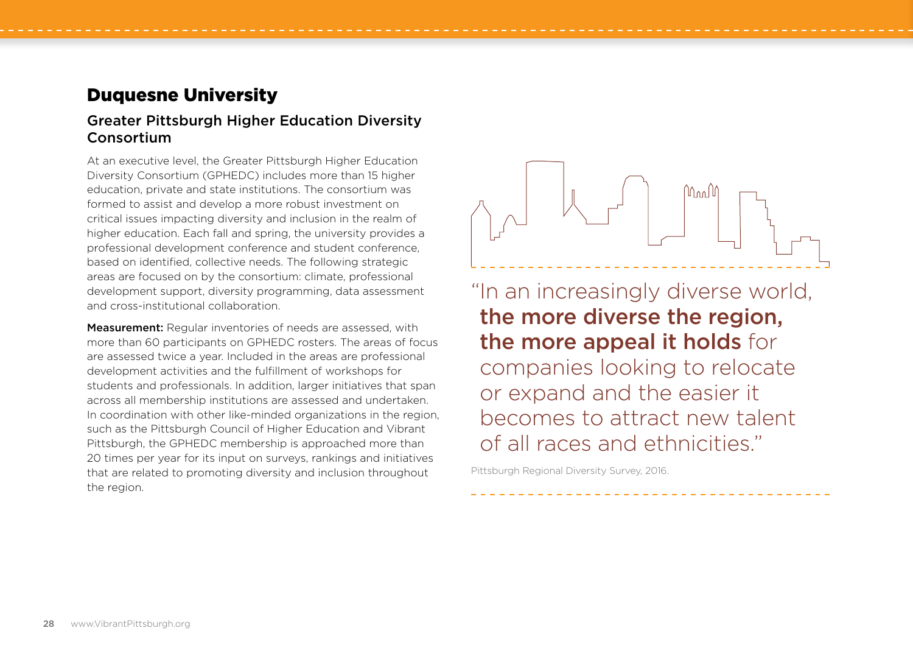## Duquesne University

### Greater Pittsburgh Higher Education Diversity Consortium

At an executive level, the Greater Pittsburgh Higher Education Diversity Consortium (GPHEDC) includes more than 15 higher education, private and state institutions. The consortium was formed to assist and develop a more robust investment on critical issues impacting diversity and inclusion in the realm of higher education. Each fall and spring, the university provides a professional development conference and student conference, based on identified, collective needs. The following strategic areas are focused on by the consortium: climate, professional development support, diversity programming, data assessment and cross-institutional collaboration.

**Measurement:** Regular inventories of needs are assessed, with more than 60 participants on GPHEDC rosters. The areas of focus are assessed twice a year. Included in the areas are professional development activities and the fulfillment of workshops for students and professionals. In addition, larger initiatives that span across all membership institutions are assessed and undertaken. In coordination with other like-minded organizations in the region, such as the Pittsburgh Council of Higher Education and Vibrant Pittsburgh, the GPHEDC membership is approached more than 20 times per year for its input on surveys, rankings and initiatives that are related to promoting diversity and inclusion throughout the region.

"In an increasingly diverse world, **the more diverse the region, the more appeal it holds** for companies looking to relocate or expand and the easier it becomes to attract new talent of all races and ethnicities."

Pittsburgh Regional Diversity Survey, 2016.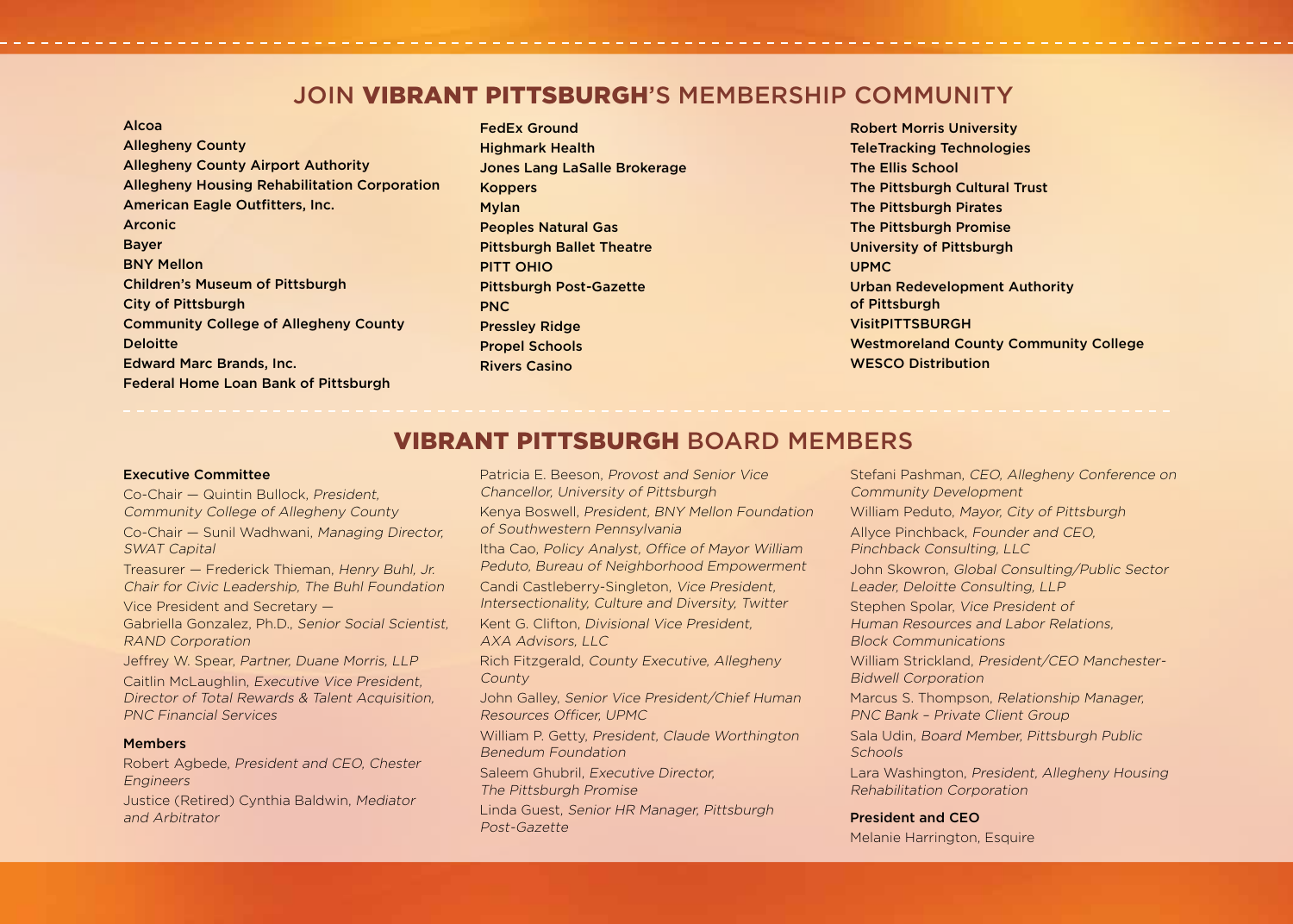## JOIN **VIBRANT PITTSBURGH**'S MEMBERSHIP COMMUNITY

Alcoa
Allegheny County
Allegheny County Airport Authority
Allegheny Housing Rehabilitation Corporation
American Eagle Outfitters, Inc.
Arconic
Bayer
BNY Mellon
Children's Museum of Pittsburgh
City of Pittsburgh
Community College of Allegheny County
Deloitte
Edward Marc Brands, Inc.
Federal Home Loan Bank of Pittsburgh
FedEx Ground
Highmark Health
Jones Lang LaSalle Brokerage
Koppers
Mylan
Peoples Natural Gas
Pittsburgh Ballet Theatre
PITT OHIO
Pittsburgh Post-Gazette
PNC
Pressley Ridge
Propel Schools
Rivers Casino
Robert Morris University
TeleTracking Technologies
The Ellis School
The Pittsburgh Cultural Trust
The Pittsburgh Pirates
The Pittsburgh Promise
University of Pittsburgh
UPMC
Urban Redevelopment Authority of Pittsburgh
VisitPITTSBURGH
Westmoreland County Community College
WESCO Distribution

## **VIBRANT PITTSBURGH** BOARD MEMBERS

### Executive Committee

Co-Chair — Quintin Bullock, *President, Community College of Allegheny County*

Co-Chair — Sunil Wadhwani, *Managing Director, SWAT Capital*

Treasurer — Frederick Thieman, *Henry Buhl, Jr. Chair for Civic Leadership, The Buhl Foundation*

Vice President and Secretary — Gabriella Gonzalez, Ph.D., *Senior Social Scientist, RAND Corporation*

Jeffrey W. Spear, *Partner, Duane Morris, LLP*

Caitlin McLaughlin, *Executive Vice President, Director of Total Rewards & Talent Acquisition, PNC Financial Services*

### Members

Robert Agbede, *President and CEO, Chester Engineers*

Justice (Retired) Cynthia Baldwin, *Mediator and Arbitrator*

Patricia E. Beeson, *Provost and Senior Vice Chancellor, University of Pittsburgh*

Kenya Boswell, *President, BNY Mellon Foundation of Southwestern Pennsylvania*

Itha Cao, *Policy Analyst, Office of Mayor William Peduto, Bureau of Neighborhood Empowerment*

Candi Castleberry-Singleton, *Vice President, Intersectionality, Culture and Diversity, Twitter*

Kent G. Clifton, *Divisional Vice President, AXA Advisors, LLC*

Rich Fitzgerald, *County Executive, Allegheny County*

John Galley, *Senior Vice President/Chief Human Resources Officer, UPMC*

William P. Getty, *President, Claude Worthington Benedum Foundation*

Saleem Ghubril, *Executive Director, The Pittsburgh Promise*

Linda Guest, *Senior HR Manager, Pittsburgh Post-Gazette*

Stefani Pashman, *CEO, Allegheny Conference on Community Development*

William Peduto, *Mayor, City of Pittsburgh*

Allyce Pinchback, *Founder and CEO, Pinchback Consulting, LLC*

John Skowron, *Global Consulting/Public Sector Leader, Deloitte Consulting, LLP*

Stephen Spolar, *Vice President of Human Resources and Labor Relations, Block Communications*

William Strickland, *President/CEO Manchester-Bidwell Corporation*

Marcus S. Thompson, *Relationship Manager, PNC Bank – Private Client Group*

Sala Udin, *Board Member, Pittsburgh Public Schools*

Lara Washington, *President, Allegheny Housing Rehabilitation Corporation*

### President and CEO

Melanie Harrington, Esquire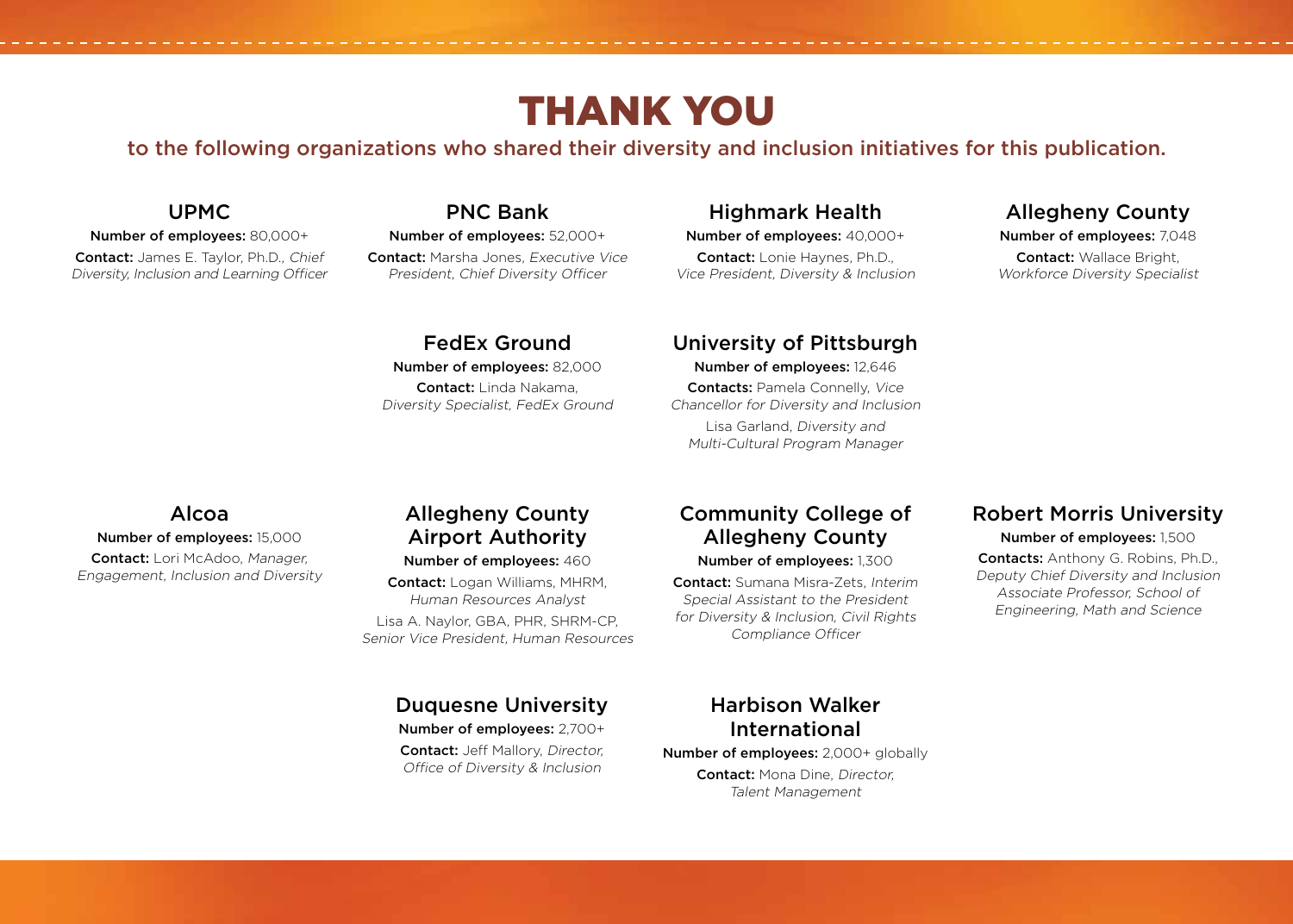# THANK YOU

to the following organizations who shared their diversity and inclusion initiatives for this publication.

### UPMC

**Number of employees:** 80,000+

**Contact:** James E. Taylor, Ph.D., *Chief Diversity, Inclusion and Learning Officer*

### PNC Bank

**Number of employees:** 52,000+

**Contact:** Marsha Jones, *Executive Vice President, Chief Diversity Officer*

### Highmark Health

**Number of employees:** 40,000+

**Contact:** Lonie Haynes, Ph.D., *Vice President, Diversity & Inclusion*

### Allegheny County

**Number of employees:** 7,048

**Contact:** Wallace Bright, *Workforce Diversity Specialist*

### FedEx Ground

**Number of employees:** 82,000

**Contact:** Linda Nakama, *Diversity Specialist, FedEx Ground*

### University of Pittsburgh

**Number of employees:** 12,646

**Contacts:** Pamela Connelly, *Vice Chancellor for Diversity and Inclusion*

Lisa Garland, *Diversity and Multi-Cultural Program Manager*

### Alcoa

**Number of employees:** 15,000

**Contact:** Lori McAdoo, *Manager, Engagement, Inclusion and Diversity*

### Allegheny County Airport Authority

**Number of employees:** 460

**Contact:** Logan Williams, MHRM, *Human Resources Analyst*

Lisa A. Naylor, GBA, PHR, SHRM-CP, *Senior Vice President, Human Resources*

### Community College of Allegheny County

**Number of employees:** 1,300

**Contact:** Sumana Misra-Zets, *Interim Special Assistant to the President for Diversity & Inclusion, Civil Rights Compliance Officer*

### Robert Morris University

**Number of employees:** 1,500

**Contacts:** Anthony G. Robins, Ph.D., *Deputy Chief Diversity and Inclusion Associate Professor, School of Engineering, Math and Science*

### Duquesne University

**Number of employees:** 2,700+

**Contact:** Jeff Mallory, *Director, Office of Diversity & Inclusion*

### Harbison Walker International

**Number of employees:** 2,000+ globally

**Contact:** Mona Dine, *Director, Talent Management*